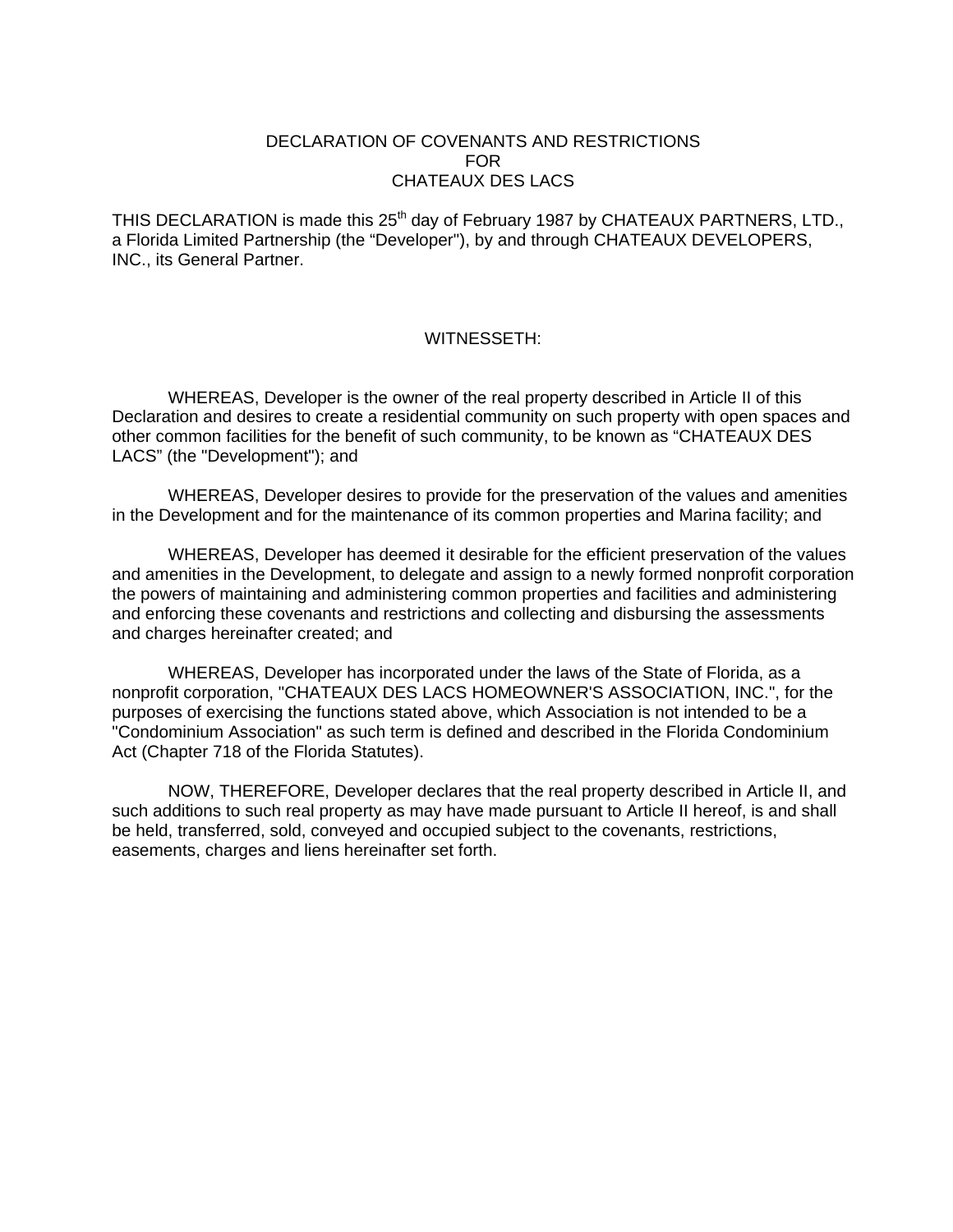# DECLARATION OF COVENANTS AND RESTRICTIONS FOR CHATEAUX DES LACS

THIS DECLARATION is made this 25th day of February 1987 by CHATEAUX PARTNERS, LTD., a Florida Limited Partnership (the "Developer"), by and through CHATEAUX DEVELOPERS, INC., its General Partner.

## WITNESSETH:

WHEREAS, Developer is the owner of the real property described in Article II of this Declaration and desires to create a residential community on such property with open spaces and other common facilities for the benefit of such community, to be known as "CHATEAUX DES LACS" (the "Development"); and

WHEREAS, Developer desires to provide for the preservation of the values and amenities in the Development and for the maintenance of its common properties and Marina facility; and

WHEREAS, Developer has deemed it desirable for the efficient preservation of the values and amenities in the Development, to delegate and assign to a newly formed nonprofit corporation the powers of maintaining and administering common properties and facilities and administering and enforcing these covenants and restrictions and collecting and disbursing the assessments and charges hereinafter created; and

WHEREAS, Developer has incorporated under the laws of the State of Florida, as a nonprofit corporation, "CHATEAUX DES LACS HOMEOWNER'S ASSOCIATION, INC.", for the purposes of exercising the functions stated above, which Association is not intended to be a "Condominium Association" as such term is defined and described in the Florida Condominium Act (Chapter 718 of the Florida Statutes).

NOW, THEREFORE, Developer declares that the real property described in Article II, and such additions to such real property as may have made pursuant to Article II hereof, is and shall be held, transferred, sold, conveyed and occupied subject to the covenants, restrictions, easements, charges and liens hereinafter set forth.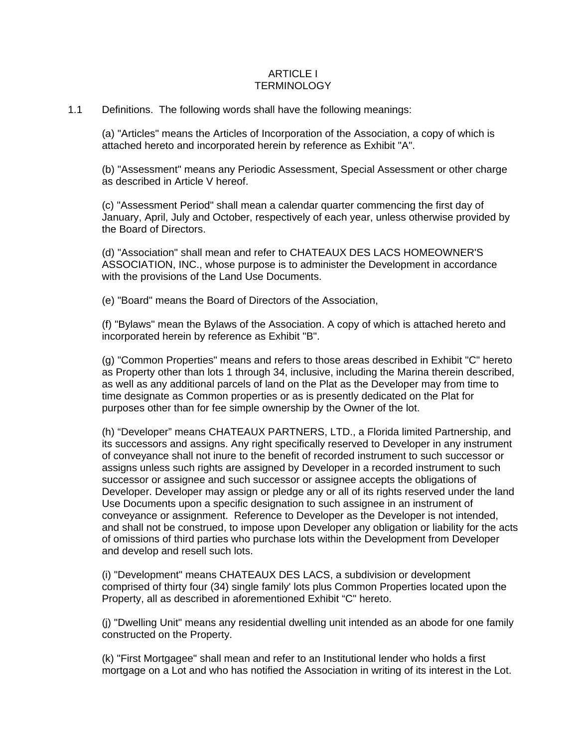# ARTICLE I
# TERMINOLOGY

1.1 Definitions. The following words shall have the following meanings:

(a) "Articles" means the Articles of Incorporation of the Association, a copy of which is attached hereto and incorporated herein by reference as Exhibit "A".

(b) "Assessment" means any Periodic Assessment, Special Assessment or other charge as described in Article V hereof.

(c) "Assessment Period" shall mean a calendar quarter commencing the first day of January, April, July and October, respectively of each year, unless otherwise provided by the Board of Directors.

(d) "Association" shall mean and refer to CHATEAUX DES LACS HOMEOWNER'S ASSOCIATION, INC., whose purpose is to administer the Development in accordance with the provisions of the Land Use Documents.

(e) "Board" means the Board of Directors of the Association,

(f) "Bylaws" mean the Bylaws of the Association. A copy of which is attached hereto and incorporated herein by reference as Exhibit "B".

(g) "Common Properties" means and refers to those areas described in Exhibit "C" hereto as Property other than lots 1 through 34, inclusive, including the Marina therein described, as well as any additional parcels of land on the Plat as the Developer may from time to time designate as Common properties or as is presently dedicated on the Plat for purposes other than for fee simple ownership by the Owner of the lot.

(h) "Developer" means CHATEAUX PARTNERS, LTD., a Florida limited Partnership, and its successors and assigns. Any right specifically reserved to Developer in any instrument of conveyance shall not inure to the benefit of recorded instrument to such successor or assigns unless such rights are assigned by Developer in a recorded instrument to such successor or assignee and such successor or assignee accepts the obligations of Developer. Developer may assign or pledge any or all of its rights reserved under the land Use Documents upon a specific designation to such assignee in an instrument of conveyance or assignment. Reference to Developer as the Developer is not intended, and shall not be construed, to impose upon Developer any obligation or liability for the acts of omissions of third parties who purchase lots within the Development from Developer and develop and resell such lots.

(i) "Development" means CHATEAUX DES LACS, a subdivision or development comprised of thirty four (34) single family' lots plus Common Properties located upon the Property, all as described in aforementioned Exhibit "C" hereto.

(j) "Dwelling Unit" means any residential dwelling unit intended as an abode for one family constructed on the Property.

(k) "First Mortgagee" shall mean and refer to an Institutional lender who holds a first mortgage on a Lot and who has notified the Association in writing of its interest in the Lot.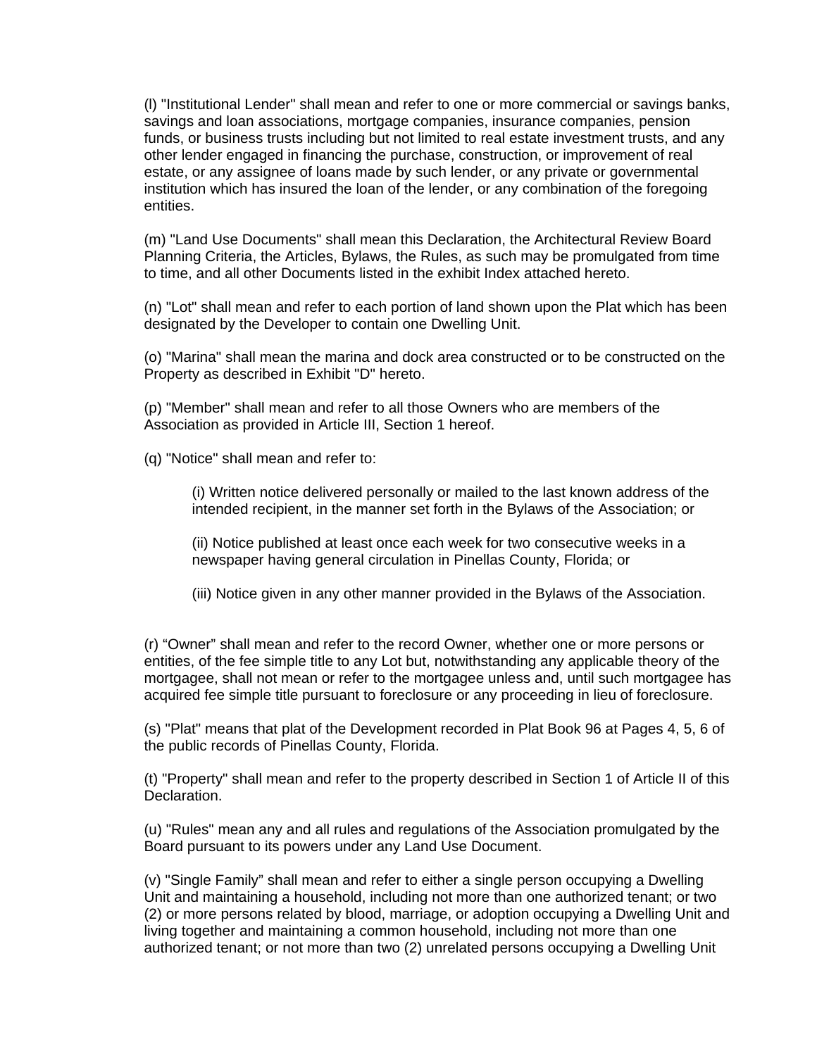(l) "Institutional Lender" shall mean and refer to one or more commercial or savings banks, savings and loan associations, mortgage companies, insurance companies, pension funds, or business trusts including but not limited to real estate investment trusts, and any other lender engaged in financing the purchase, construction, or improvement of real estate, or any assignee of loans made by such lender, or any private or governmental institution which has insured the loan of the lender, or any combination of the foregoing entities.

(m) "Land Use Documents" shall mean this Declaration, the Architectural Review Board Planning Criteria, the Articles, Bylaws, the Rules, as such may be promulgated from time to time, and all other Documents listed in the exhibit Index attached hereto.

(n) "Lot" shall mean and refer to each portion of land shown upon the Plat which has been designated by the Developer to contain one Dwelling Unit.

(o) "Marina" shall mean the marina and dock area constructed or to be constructed on the Property as described in Exhibit "D" hereto.

(p) "Member" shall mean and refer to all those Owners who are members of the Association as provided in Article III, Section 1 hereof.

(q) "Notice" shall mean and refer to:

> (i) Written notice delivered personally or mailed to the last known address of the intended recipient, in the manner set forth in the Bylaws of the Association; or
>
> (ii) Notice published at least once each week for two consecutive weeks in a newspaper having general circulation in Pinellas County, Florida; or
>
> (iii) Notice given in any other manner provided in the Bylaws of the Association.

(r) “Owner” shall mean and refer to the record Owner, whether one or more persons or entities, of the fee simple title to any Lot but, notwithstanding any applicable theory of the mortgagee, shall not mean or refer to the mortgagee unless and, until such mortgagee has acquired fee simple title pursuant to foreclosure or any proceeding in lieu of foreclosure.

(s) "Plat" means that plat of the Development recorded in Plat Book 96 at Pages 4, 5, 6 of the public records of Pinellas County, Florida.

(t) "Property" shall mean and refer to the property described in Section 1 of Article II of this Declaration.

(u) "Rules" mean any and all rules and regulations of the Association promulgated by the Board pursuant to its powers under any Land Use Document.

(v) "Single Family” shall mean and refer to either a single person occupying a Dwelling Unit and maintaining a household, including not more than one authorized tenant; or two (2) or more persons related by blood, marriage, or adoption occupying a Dwelling Unit and living together and maintaining a common household, including not more than one authorized tenant; or not more than two (2) unrelated persons occupying a Dwelling Unit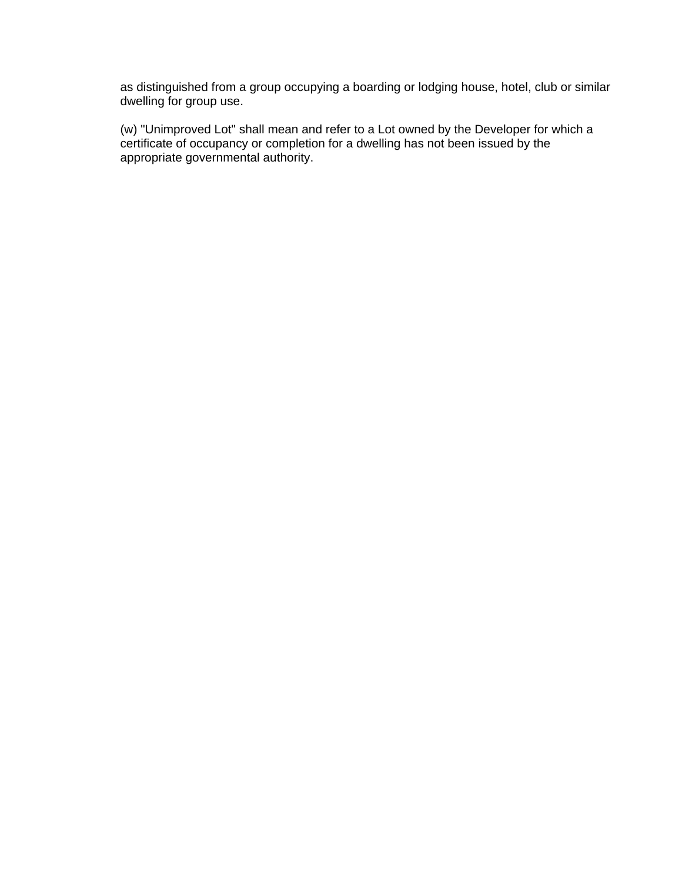as distinguished from a group occupying a boarding or lodging house, hotel, club or similar dwelling for group use.

(w) "Unimproved Lot" shall mean and refer to a Lot owned by the Developer for which a certificate of occupancy or completion for a dwelling has not been issued by the appropriate governmental authority.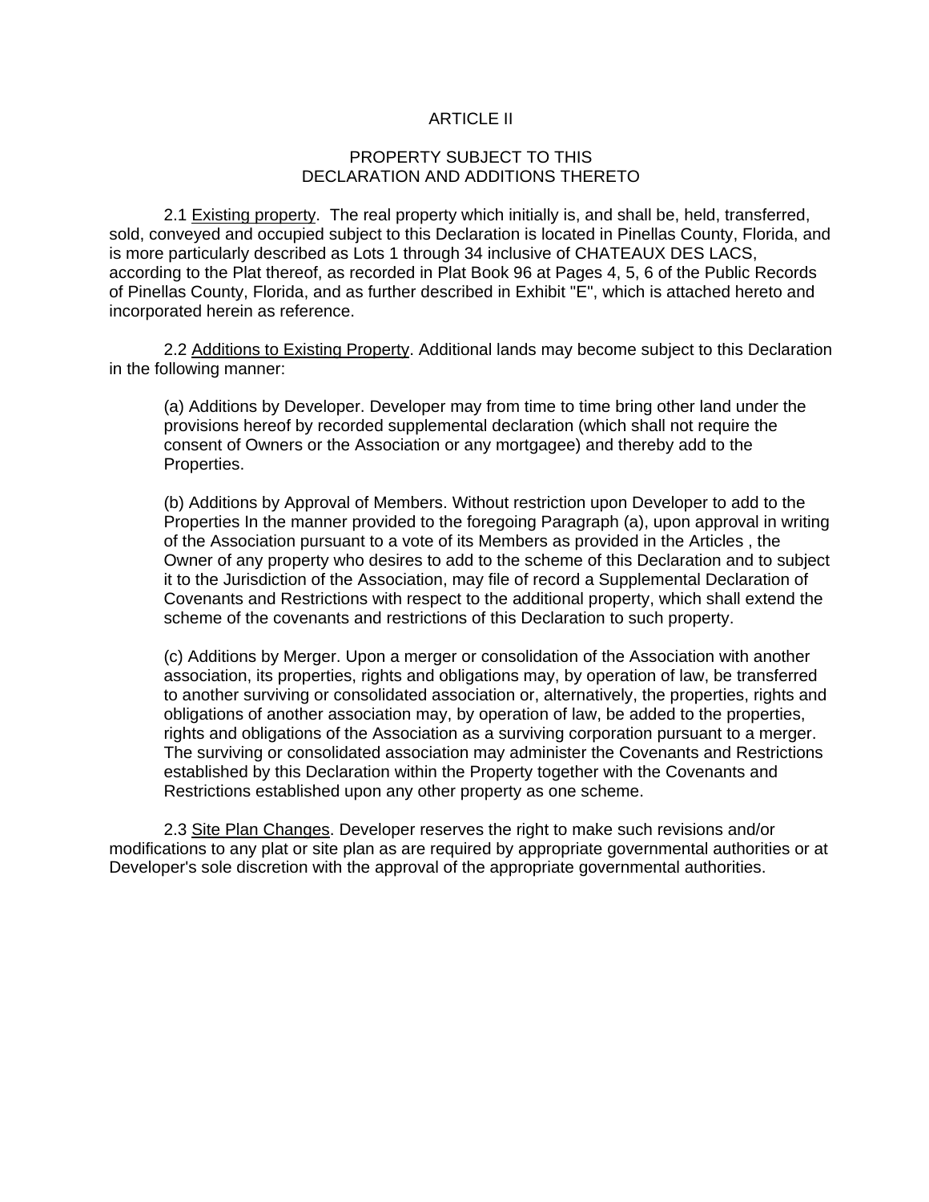# ARTICLE II

## PROPERTY SUBJECT TO THIS DECLARATION AND ADDITIONS THERETO

2.1 Existing property. The real property which initially is, and shall be, held, transferred, sold, conveyed and occupied subject to this Declaration is located in Pinellas County, Florida, and is more particularly described as Lots 1 through 34 inclusive of CHATEAUX DES LACS, according to the Plat thereof, as recorded in Plat Book 96 at Pages 4, 5, 6 of the Public Records of Pinellas County, Florida, and as further described in Exhibit "E", which is attached hereto and incorporated herein as reference.

2.2 Additions to Existing Property. Additional lands may become subject to this Declaration in the following manner:

(a) Additions by Developer. Developer may from time to time bring other land under the provisions hereof by recorded supplemental declaration (which shall not require the consent of Owners or the Association or any mortgagee) and thereby add to the Properties.

(b) Additions by Approval of Members. Without restriction upon Developer to add to the Properties In the manner provided to the foregoing Paragraph (a), upon approval in writing of the Association pursuant to a vote of its Members as provided in the Articles , the Owner of any property who desires to add to the scheme of this Declaration and to subject it to the Jurisdiction of the Association, may file of record a Supplemental Declaration of Covenants and Restrictions with respect to the additional property, which shall extend the scheme of the covenants and restrictions of this Declaration to such property.

(c) Additions by Merger. Upon a merger or consolidation of the Association with another association, its properties, rights and obligations may, by operation of law, be transferred to another surviving or consolidated association or, alternatively, the properties, rights and obligations of another association may, by operation of law, be added to the properties, rights and obligations of the Association as a surviving corporation pursuant to a merger. The surviving or consolidated association may administer the Covenants and Restrictions established by this Declaration within the Property together with the Covenants and Restrictions established upon any other property as one scheme.

2.3 Site Plan Changes. Developer reserves the right to make such revisions and/or modifications to any plat or site plan as are required by appropriate governmental authorities or at Developer's sole discretion with the approval of the appropriate governmental authorities.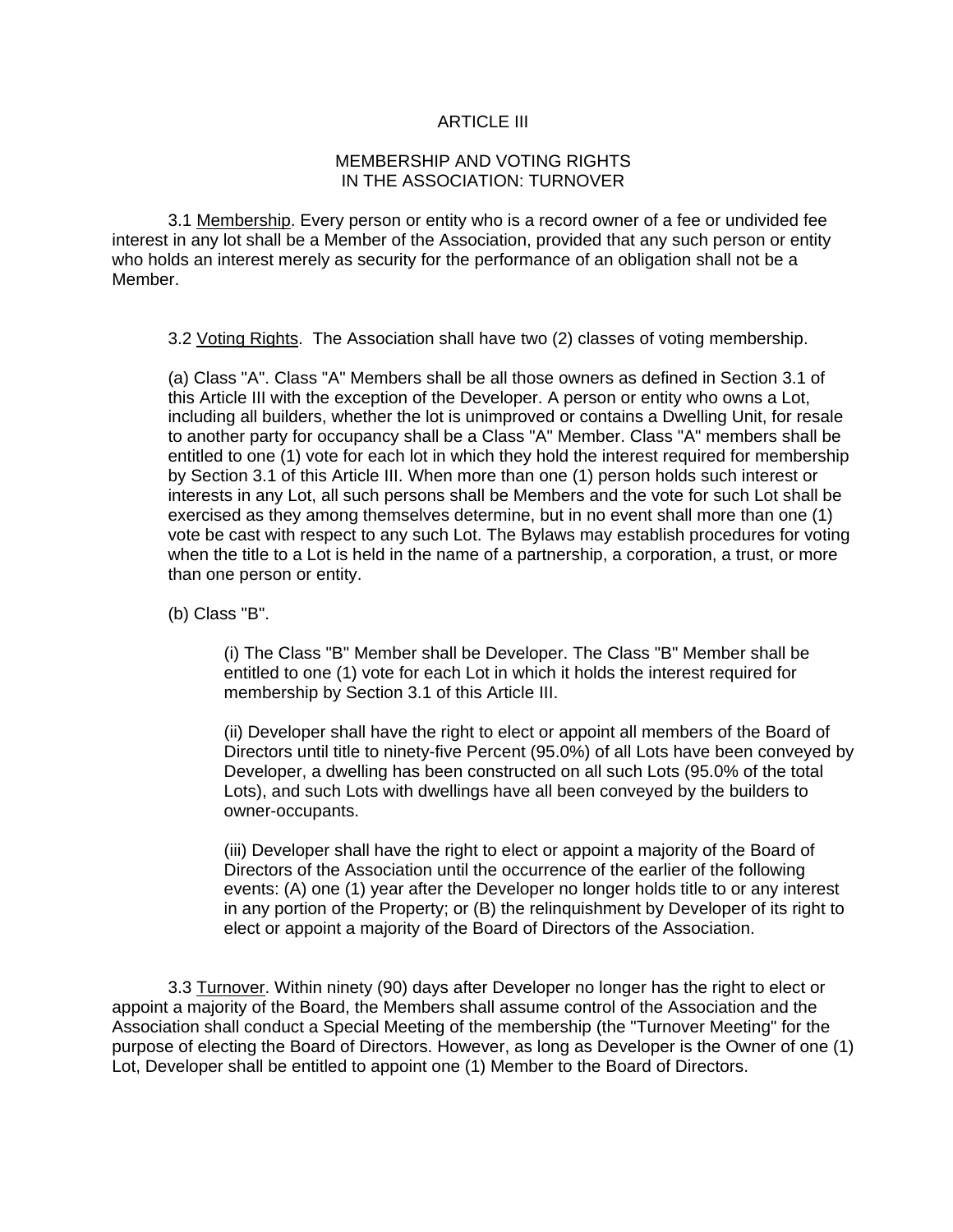# ARTICLE III

## MEMBERSHIP AND VOTING RIGHTS IN THE ASSOCIATION: TURNOVER

3.1 <u>Membership</u>. Every person or entity who is a record owner of a fee or undivided fee interest in any lot shall be a Member of the Association, provided that any such person or entity who holds an interest merely as security for the performance of an obligation shall not be a Member.

3.2 <u>Voting Rights</u>. The Association shall have two (2) classes of voting membership.

(a) Class "A". Class "A" Members shall be all those owners as defined in Section 3.1 of this Article III with the exception of the Developer. A person or entity who owns a Lot, including all builders, whether the lot is unimproved or contains a Dwelling Unit, for resale to another party for occupancy shall be a Class "A" Member. Class "A" members shall be entitled to one (1) vote for each lot in which they hold the interest required for membership by Section 3.1 of this Article III. When more than one (1) person holds such interest or interests in any Lot, all such persons shall be Members and the vote for such Lot shall be exercised as they among themselves determine, but in no event shall more than one (1) vote be cast with respect to any such Lot. The Bylaws may establish procedures for voting when the title to a Lot is held in the name of a partnership, a corporation, a trust, or more than one person or entity.

(b) Class "B".

(i) The Class "B" Member shall be Developer. The Class "B" Member shall be entitled to one (1) vote for each Lot in which it holds the interest required for membership by Section 3.1 of this Article III.

(ii) Developer shall have the right to elect or appoint all members of the Board of Directors until title to ninety-five Percent (95.0%) of all Lots have been conveyed by Developer, a dwelling has been constructed on all such Lots (95.0% of the total Lots), and such Lots with dwellings have all been conveyed by the builders to owner-occupants.

(iii) Developer shall have the right to elect or appoint a majority of the Board of Directors of the Association until the occurrence of the earlier of the following events: (A) one (1) year after the Developer no longer holds title to or any interest in any portion of the Property; or (B) the relinquishment by Developer of its right to elect or appoint a majority of the Board of Directors of the Association.

3.3 <u>Turnover</u>. Within ninety (90) days after Developer no longer has the right to elect or appoint a majority of the Board, the Members shall assume control of the Association and the Association shall conduct a Special Meeting of the membership (the "Turnover Meeting" for the purpose of electing the Board of Directors. However, as long as Developer is the Owner of one (1) Lot, Developer shall be entitled to appoint one (1) Member to the Board of Directors.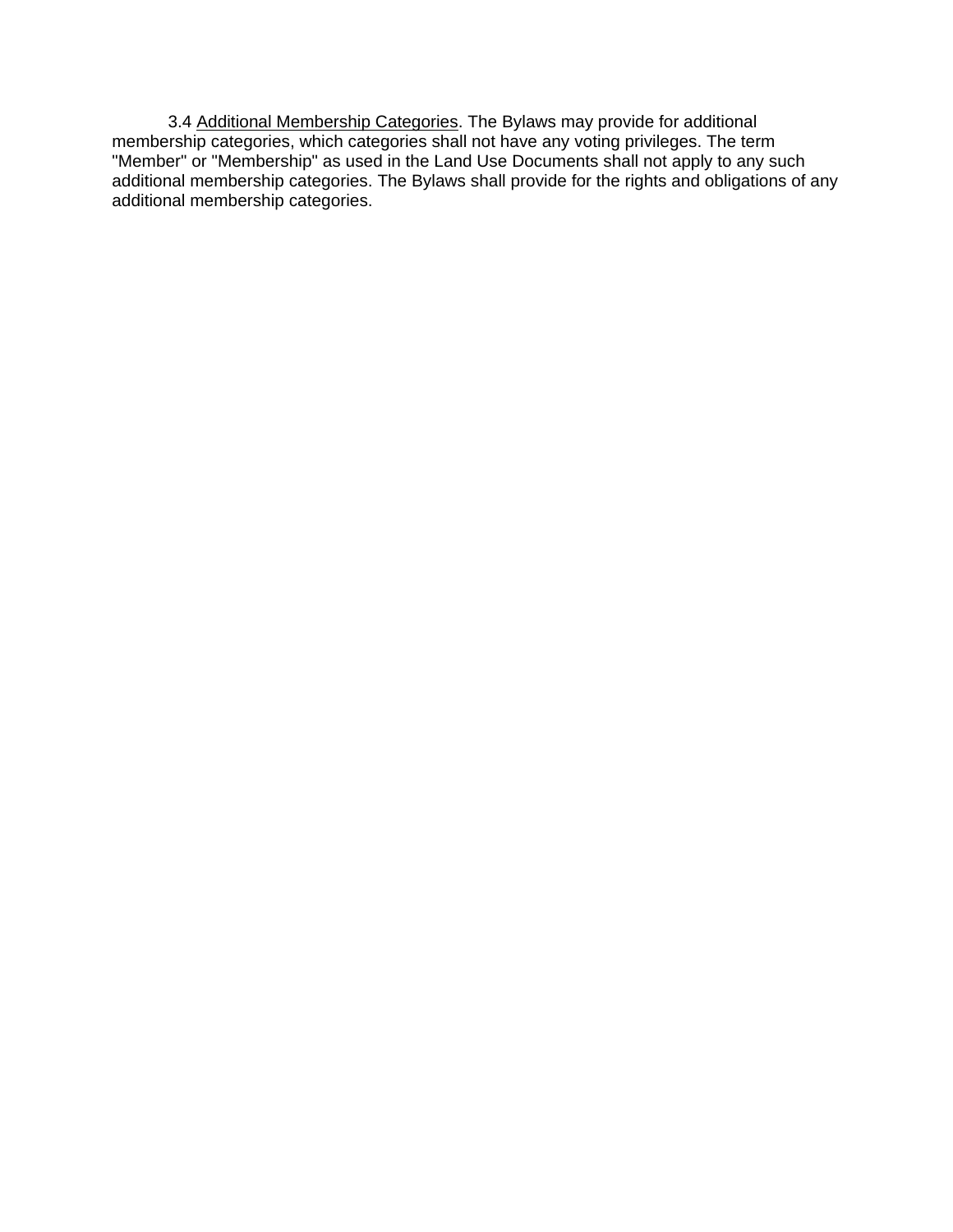3.4 <u>Additional Membership Categories</u>. The Bylaws may provide for additional membership categories, which categories shall not have any voting privileges. The term "Member" or "Membership" as used in the Land Use Documents shall not apply to any such additional membership categories. The Bylaws shall provide for the rights and obligations of any additional membership categories.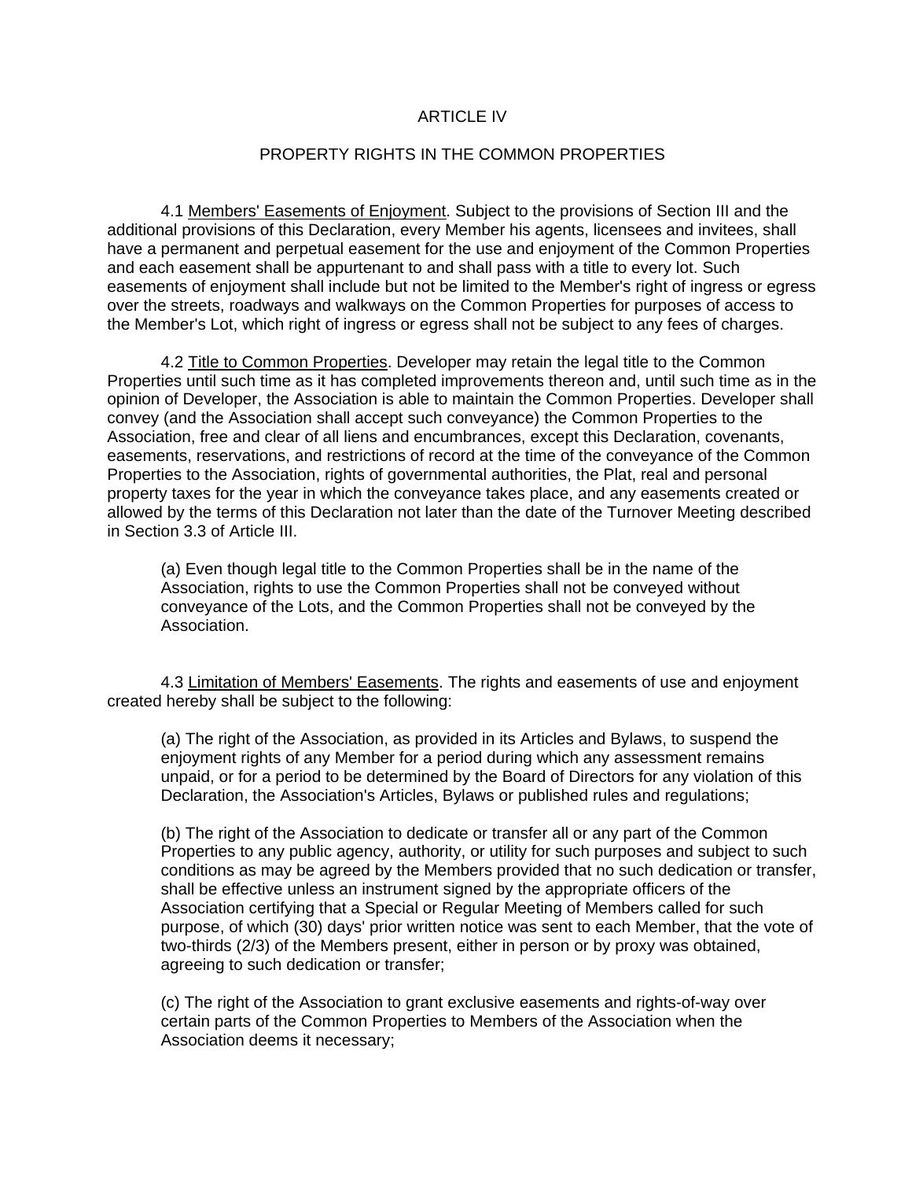## ARTICLE IV

## PROPERTY RIGHTS IN THE COMMON PROPERTIES

4.1 Members' Easements of Enjoyment. Subject to the provisions of Section III and the additional provisions of this Declaration, every Member his agents, licensees and invitees, shall have a permanent and perpetual easement for the use and enjoyment of the Common Properties and each easement shall be appurtenant to and shall pass with a title to every lot. Such easements of enjoyment shall include but not be limited to the Member's right of ingress or egress over the streets, roadways and walkways on the Common Properties for purposes of access to the Member's Lot, which right of ingress or egress shall not be subject to any fees of charges.

4.2 Title to Common Properties. Developer may retain the legal title to the Common Properties until such time as it has completed improvements thereon and, until such time as in the opinion of Developer, the Association is able to maintain the Common Properties. Developer shall convey (and the Association shall accept such conveyance) the Common Properties to the Association, free and clear of all liens and encumbrances, except this Declaration, covenants, easements, reservations, and restrictions of record at the time of the conveyance of the Common Properties to the Association, rights of governmental authorities, the Plat, real and personal property taxes for the year in which the conveyance takes place, and any easements created or allowed by the terms of this Declaration not later than the date of the Turnover Meeting described in Section 3.3 of Article III.

(a) Even though legal title to the Common Properties shall be in the name of the Association, rights to use the Common Properties shall not be conveyed without conveyance of the Lots, and the Common Properties shall not be conveyed by the Association.

4.3 Limitation of Members' Easements. The rights and easements of use and enjoyment created hereby shall be subject to the following:

(a) The right of the Association, as provided in its Articles and Bylaws, to suspend the enjoyment rights of any Member for a period during which any assessment remains unpaid, or for a period to be determined by the Board of Directors for any violation of this Declaration, the Association's Articles, Bylaws or published rules and regulations;

(b) The right of the Association to dedicate or transfer all or any part of the Common Properties to any public agency, authority, or utility for such purposes and subject to such conditions as may be agreed by the Members provided that no such dedication or transfer, shall be effective unless an instrument signed by the appropriate officers of the Association certifying that a Special or Regular Meeting of Members called for such purpose, of which (30) days' prior written notice was sent to each Member, that the vote of two-thirds (2/3) of the Members present, either in person or by proxy was obtained, agreeing to such dedication or transfer;

(c) The right of the Association to grant exclusive easements and rights-of-way over certain parts of the Common Properties to Members of the Association when the Association deems it necessary;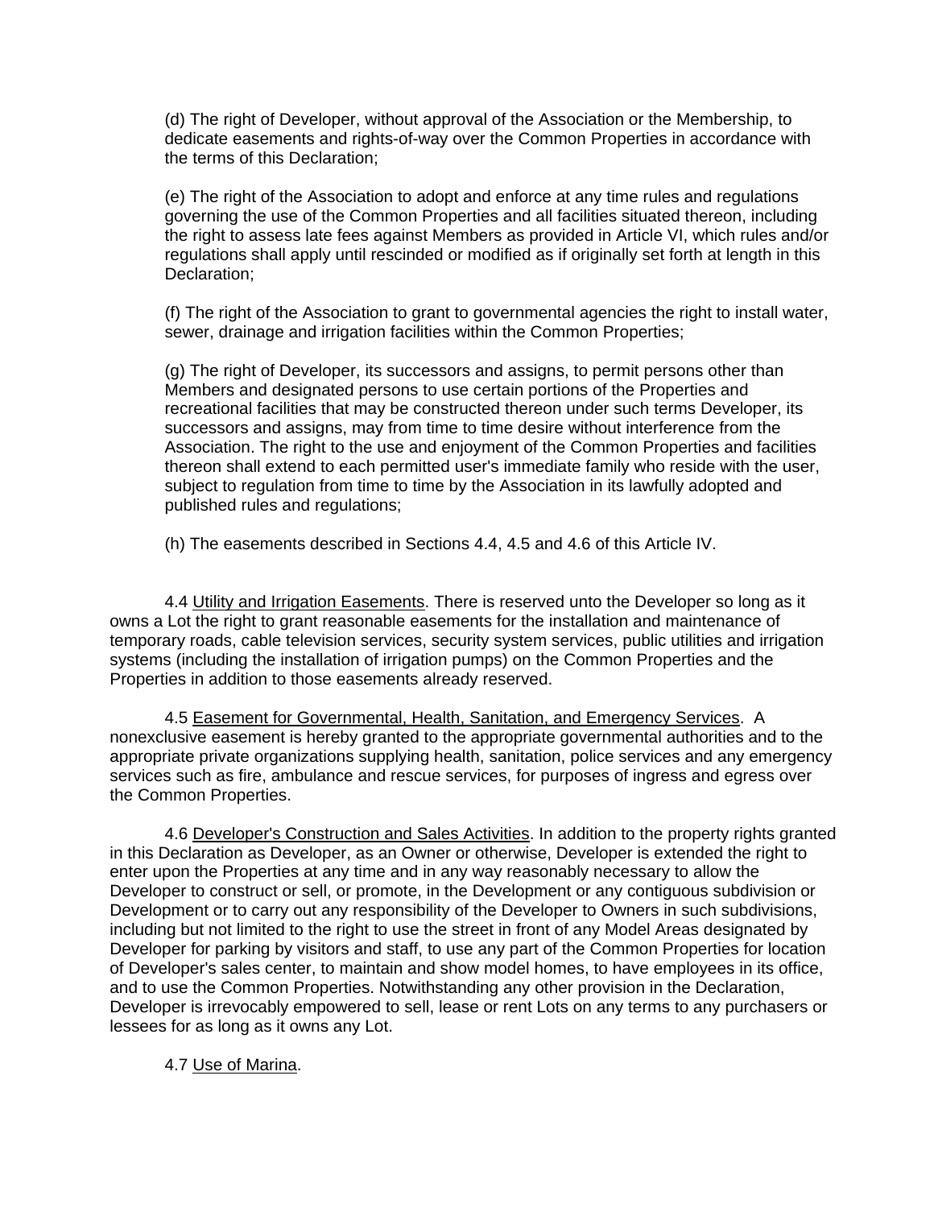(d) The right of Developer, without approval of the Association or the Membership, to dedicate easements and rights-of-way over the Common Properties in accordance with the terms of this Declaration;

(e) The right of the Association to adopt and enforce at any time rules and regulations governing the use of the Common Properties and all facilities situated thereon, including the right to assess late fees against Members as provided in Article VI, which rules and/or regulations shall apply until rescinded or modified as if originally set forth at length in this Declaration;

(f) The right of the Association to grant to governmental agencies the right to install water, sewer, drainage and irrigation facilities within the Common Properties;

(g) The right of Developer, its successors and assigns, to permit persons other than Members and designated persons to use certain portions of the Properties and recreational facilities that may be constructed thereon under such terms Developer, its successors and assigns, may from time to time desire without interference from the Association. The right to the use and enjoyment of the Common Properties and facilities thereon shall extend to each permitted user's immediate family who reside with the user, subject to regulation from time to time by the Association in its lawfully adopted and published rules and regulations;

(h) The easements described in Sections 4.4, 4.5 and 4.6 of this Article IV.

4.4 Utility and Irrigation Easements. There is reserved unto the Developer so long as it owns a Lot the right to grant reasonable easements for the installation and maintenance of temporary roads, cable television services, security system services, public utilities and irrigation systems (including the installation of irrigation pumps) on the Common Properties and the Properties in addition to those easements already reserved.

4.5 Easement for Governmental, Health, Sanitation, and Emergency Services. A nonexclusive easement is hereby granted to the appropriate governmental authorities and to the appropriate private organizations supplying health, sanitation, police services and any emergency services such as fire, ambulance and rescue services, for purposes of ingress and egress over the Common Properties.

4.6 Developer's Construction and Sales Activities. In addition to the property rights granted in this Declaration as Developer, as an Owner or otherwise, Developer is extended the right to enter upon the Properties at any time and in any way reasonably necessary to allow the Developer to construct or sell, or promote, in the Development or any contiguous subdivision or Development or to carry out any responsibility of the Developer to Owners in such subdivisions, including but not limited to the right to use the street in front of any Model Areas designated by Developer for parking by visitors and staff, to use any part of the Common Properties for location of Developer's sales center, to maintain and show model homes, to have employees in its office, and to use the Common Properties. Notwithstanding any other provision in the Declaration, Developer is irrevocably empowered to sell, lease or rent Lots on any terms to any purchasers or lessees for as long as it owns any Lot.

4.7 Use of Marina.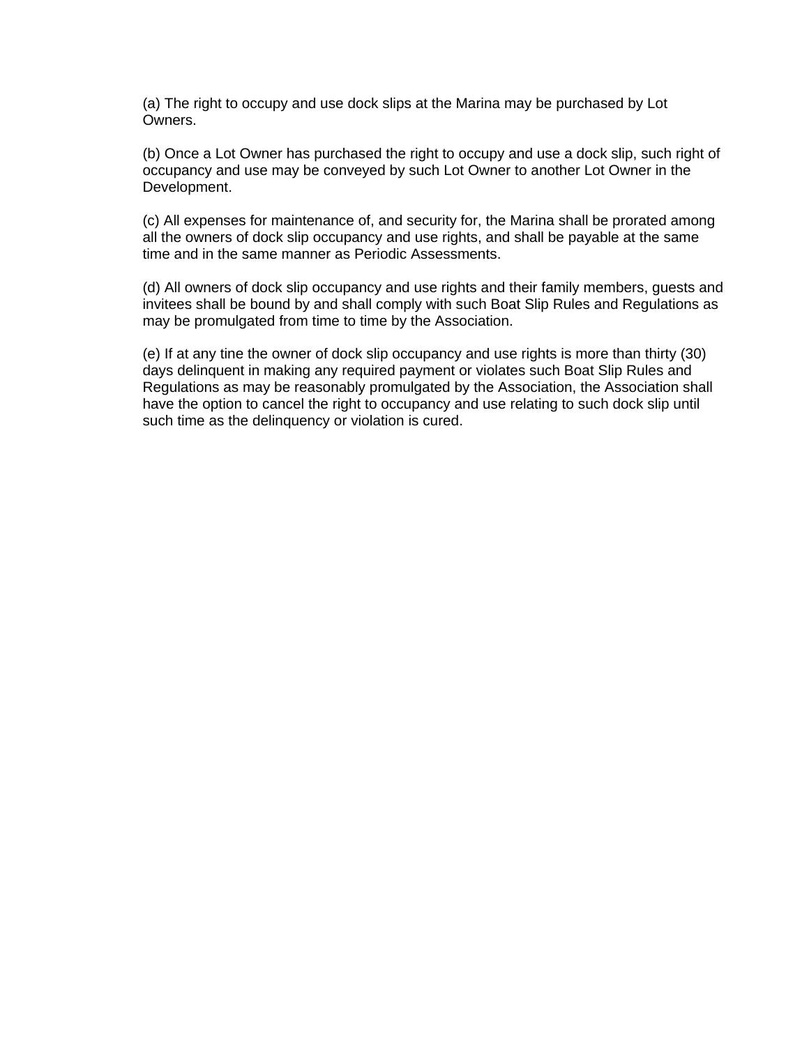(a) The right to occupy and use dock slips at the Marina may be purchased by Lot Owners.

(b) Once a Lot Owner has purchased the right to occupy and use a dock slip, such right of occupancy and use may be conveyed by such Lot Owner to another Lot Owner in the Development.

(c) All expenses for maintenance of, and security for, the Marina shall be prorated among all the owners of dock slip occupancy and use rights, and shall be payable at the same time and in the same manner as Periodic Assessments.

(d) All owners of dock slip occupancy and use rights and their family members, guests and invitees shall be bound by and shall comply with such Boat Slip Rules and Regulations as may be promulgated from time to time by the Association.

(e) If at any tine the owner of dock slip occupancy and use rights is more than thirty (30) days delinquent in making any required payment or violates such Boat Slip Rules and Regulations as may be reasonably promulgated by the Association, the Association shall have the option to cancel the right to occupancy and use relating to such dock slip until such time as the delinquency or violation is cured.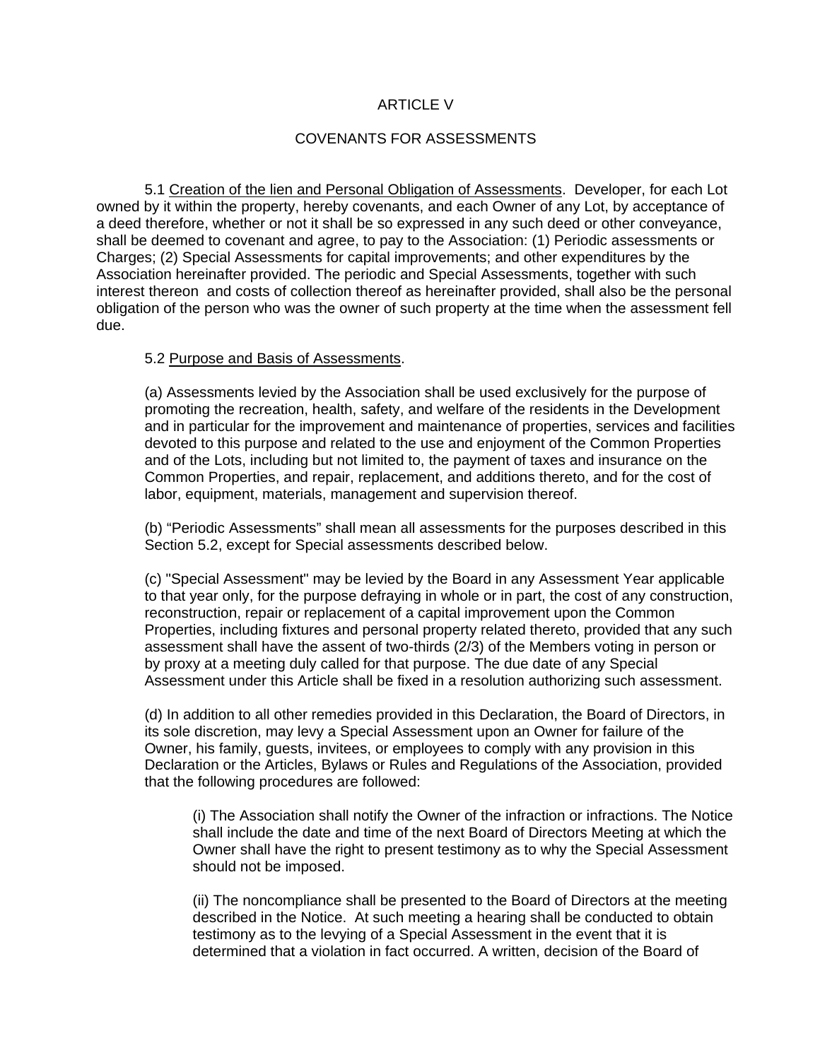# ARTICLE V

## COVENANTS FOR ASSESSMENTS

5.1 Creation of the lien and Personal Obligation of Assessments. Developer, for each Lot owned by it within the property, hereby covenants, and each Owner of any Lot, by acceptance of a deed therefore, whether or not it shall be so expressed in any such deed or other conveyance, shall be deemed to covenant and agree, to pay to the Association: (1) Periodic assessments or Charges; (2) Special Assessments for capital improvements; and other expenditures by the Association hereinafter provided. The periodic and Special Assessments, together with such interest thereon and costs of collection thereof as hereinafter provided, shall also be the personal obligation of the person who was the owner of such property at the time when the assessment fell due.

5.2 Purpose and Basis of Assessments.

(a) Assessments levied by the Association shall be used exclusively for the purpose of promoting the recreation, health, safety, and welfare of the residents in the Development and in particular for the improvement and maintenance of properties, services and facilities devoted to this purpose and related to the use and enjoyment of the Common Properties and of the Lots, including but not limited to, the payment of taxes and insurance on the Common Properties, and repair, replacement, and additions thereto, and for the cost of labor, equipment, materials, management and supervision thereof.

(b) "Periodic Assessments" shall mean all assessments for the purposes described in this Section 5.2, except for Special assessments described below.

(c) "Special Assessment" may be levied by the Board in any Assessment Year applicable to that year only, for the purpose defraying in whole or in part, the cost of any construction, reconstruction, repair or replacement of a capital improvement upon the Common Properties, including fixtures and personal property related thereto, provided that any such assessment shall have the assent of two-thirds (2/3) of the Members voting in person or by proxy at a meeting duly called for that purpose. The due date of any Special Assessment under this Article shall be fixed in a resolution authorizing such assessment.

(d) In addition to all other remedies provided in this Declaration, the Board of Directors, in its sole discretion, may levy a Special Assessment upon an Owner for failure of the Owner, his family, guests, invitees, or employees to comply with any provision in this Declaration or the Articles, Bylaws or Rules and Regulations of the Association, provided that the following procedures are followed:

(i) The Association shall notify the Owner of the infraction or infractions. The Notice shall include the date and time of the next Board of Directors Meeting at which the Owner shall have the right to present testimony as to why the Special Assessment should not be imposed.

(ii) The noncompliance shall be presented to the Board of Directors at the meeting described in the Notice. At such meeting a hearing shall be conducted to obtain testimony as to the levying of a Special Assessment in the event that it is determined that a violation in fact occurred. A written, decision of the Board of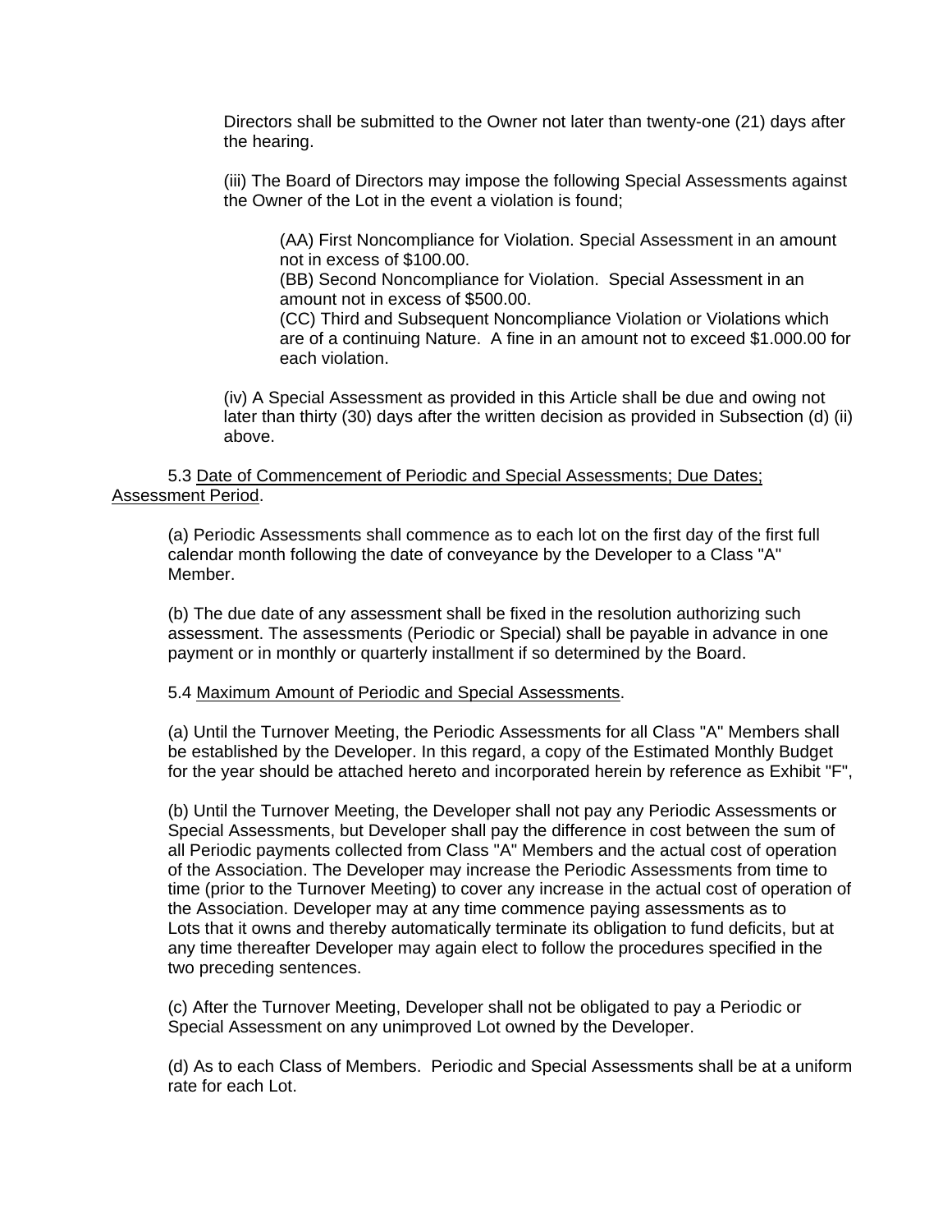Directors shall be submitted to the Owner not later than twenty-one (21) days after the hearing.

(iii) The Board of Directors may impose the following Special Assessments against the Owner of the Lot in the event a violation is found;

(AA) First Noncompliance for Violation. Special Assessment in an amount not in excess of $100.00.
(BB) Second Noncompliance for Violation. Special Assessment in an amount not in excess of $500.00.
(CC) Third and Subsequent Noncompliance Violation or Violations which are of a continuing Nature. A fine in an amount not to exceed $1.000.00 for each violation.

(iv) A Special Assessment as provided in this Article shall be due and owing not later than thirty (30) days after the written decision as provided in Subsection (d) (ii) above.

5.3 Date of Commencement of Periodic and Special Assessments; Due Dates; Assessment Period.

(a) Periodic Assessments shall commence as to each lot on the first day of the first full calendar month following the date of conveyance by the Developer to a Class "A" Member.

(b) The due date of any assessment shall be fixed in the resolution authorizing such assessment. The assessments (Periodic or Special) shall be payable in advance in one payment or in monthly or quarterly installment if so determined by the Board.

5.4 Maximum Amount of Periodic and Special Assessments.

(a) Until the Turnover Meeting, the Periodic Assessments for all Class "A" Members shall be established by the Developer. In this regard, a copy of the Estimated Monthly Budget for the year should be attached hereto and incorporated herein by reference as Exhibit "F",

(b) Until the Turnover Meeting, the Developer shall not pay any Periodic Assessments or Special Assessments, but Developer shall pay the difference in cost between the sum of all Periodic payments collected from Class "A" Members and the actual cost of operation of the Association. The Developer may increase the Periodic Assessments from time to time (prior to the Turnover Meeting) to cover any increase in the actual cost of operation of the Association. Developer may at any time commence paying assessments as to Lots that it owns and thereby automatically terminate its obligation to fund deficits, but at any time thereafter Developer may again elect to follow the procedures specified in the two preceding sentences.

(c) After the Turnover Meeting, Developer shall not be obligated to pay a Periodic or Special Assessment on any unimproved Lot owned by the Developer.

(d) As to each Class of Members. Periodic and Special Assessments shall be at a uniform rate for each Lot.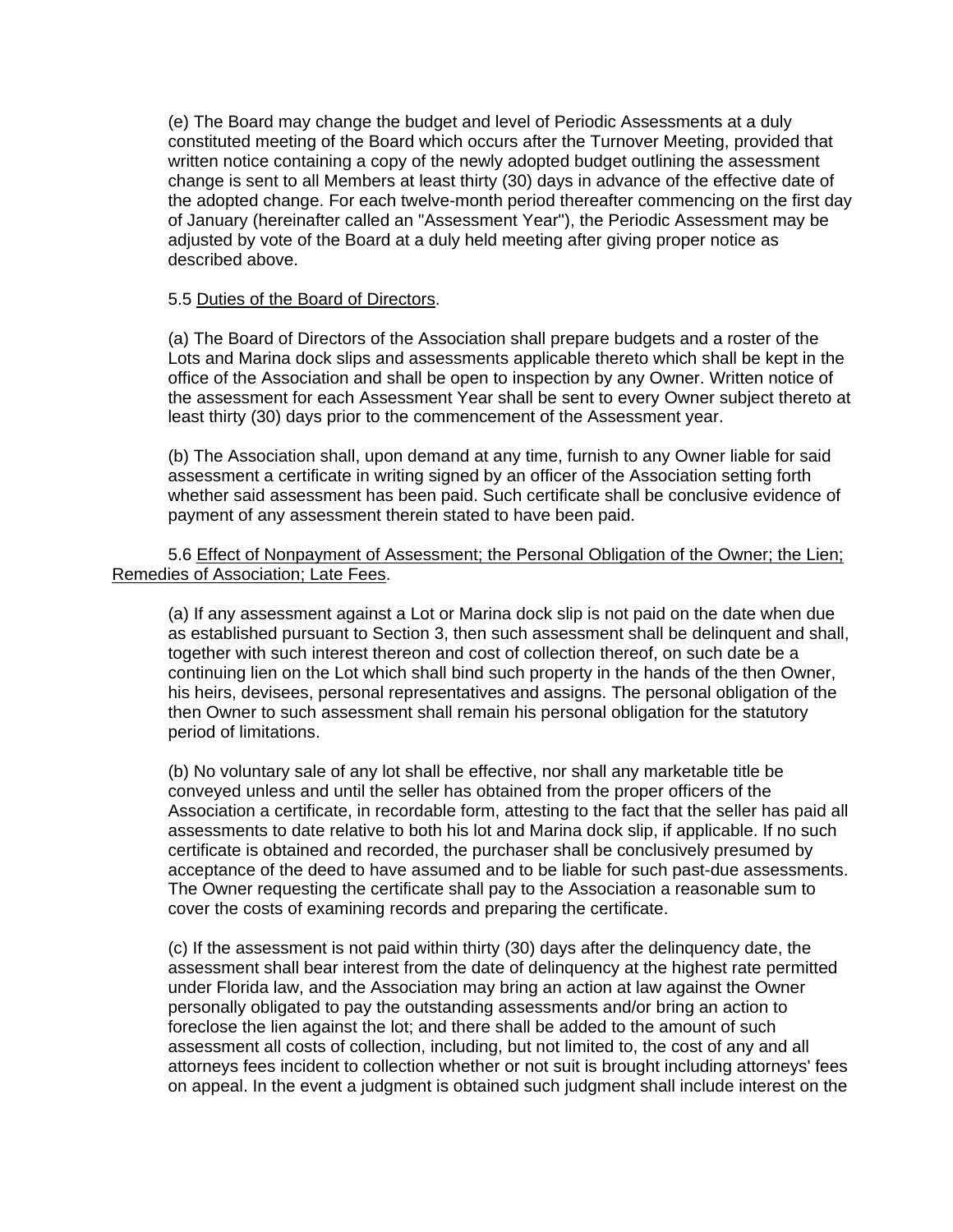(e) The Board may change the budget and level of Periodic Assessments at a duly constituted meeting of the Board which occurs after the Turnover Meeting, provided that written notice containing a copy of the newly adopted budget outlining the assessment change is sent to all Members at least thirty (30) days in advance of the effective date of the adopted change. For each twelve-month period thereafter commencing on the first day of January (hereinafter called an "Assessment Year"), the Periodic Assessment may be adjusted by vote of the Board at a duly held meeting after giving proper notice as described above.

5.5 Duties of the Board of Directors.

(a) The Board of Directors of the Association shall prepare budgets and a roster of the Lots and Marina dock slips and assessments applicable thereto which shall be kept in the office of the Association and shall be open to inspection by any Owner. Written notice of the assessment for each Assessment Year shall be sent to every Owner subject thereto at least thirty (30) days prior to the commencement of the Assessment year.

(b) The Association shall, upon demand at any time, furnish to any Owner liable for said assessment a certificate in writing signed by an officer of the Association setting forth whether said assessment has been paid. Such certificate shall be conclusive evidence of payment of any assessment therein stated to have been paid.

5.6 Effect of Nonpayment of Assessment; the Personal Obligation of the Owner; the Lien; Remedies of Association; Late Fees.

(a) If any assessment against a Lot or Marina dock slip is not paid on the date when due as established pursuant to Section 3, then such assessment shall be delinquent and shall, together with such interest thereon and cost of collection thereof, on such date be a continuing lien on the Lot which shall bind such property in the hands of the then Owner, his heirs, devisees, personal representatives and assigns. The personal obligation of the then Owner to such assessment shall remain his personal obligation for the statutory period of limitations.

(b) No voluntary sale of any lot shall be effective, nor shall any marketable title be conveyed unless and until the seller has obtained from the proper officers of the Association a certificate, in recordable form, attesting to the fact that the seller has paid all assessments to date relative to both his lot and Marina dock slip, if applicable. If no such certificate is obtained and recorded, the purchaser shall be conclusively presumed by acceptance of the deed to have assumed and to be liable for such past-due assessments. The Owner requesting the certificate shall pay to the Association a reasonable sum to cover the costs of examining records and preparing the certificate.

(c) If the assessment is not paid within thirty (30) days after the delinquency date, the assessment shall bear interest from the date of delinquency at the highest rate permitted under Florida law, and the Association may bring an action at law against the Owner personally obligated to pay the outstanding assessments and/or bring an action to foreclose the lien against the lot; and there shall be added to the amount of such assessment all costs of collection, including, but not limited to, the cost of any and all attorneys fees incident to collection whether or not suit is brought including attorneys' fees on appeal. In the event a judgment is obtained such judgment shall include interest on the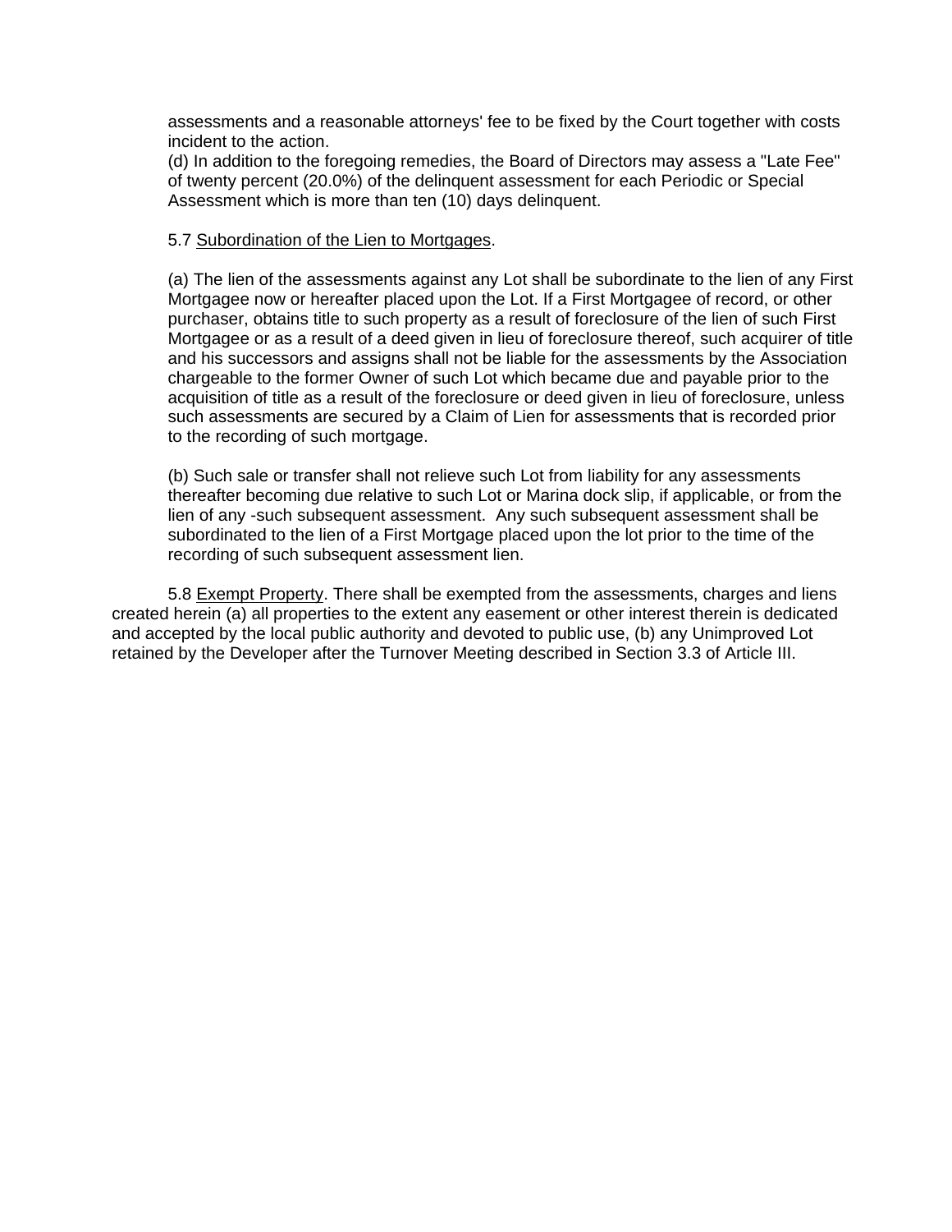assessments and a reasonable attorneys' fee to be fixed by the Court together with costs incident to the action.

(d) In addition to the foregoing remedies, the Board of Directors may assess a "Late Fee" of twenty percent (20.0%) of the delinquent assessment for each Periodic or Special Assessment which is more than ten (10) days delinquent.

5.7 Subordination of the Lien to Mortgages.

(a) The lien of the assessments against any Lot shall be subordinate to the lien of any First Mortgagee now or hereafter placed upon the Lot. If a First Mortgagee of record, or other purchaser, obtains title to such property as a result of foreclosure of the lien of such First Mortgagee or as a result of a deed given in lieu of foreclosure thereof, such acquirer of title and his successors and assigns shall not be liable for the assessments by the Association chargeable to the former Owner of such Lot which became due and payable prior to the acquisition of title as a result of the foreclosure or deed given in lieu of foreclosure, unless such assessments are secured by a Claim of Lien for assessments that is recorded prior to the recording of such mortgage.

(b) Such sale or transfer shall not relieve such Lot from liability for any assessments thereafter becoming due relative to such Lot or Marina dock slip, if applicable, or from the lien of any -such subsequent assessment. Any such subsequent assessment shall be subordinated to the lien of a First Mortgage placed upon the lot prior to the time of the recording of such subsequent assessment lien.

5.8 Exempt Property. There shall be exempted from the assessments, charges and liens created herein (a) all properties to the extent any easement or other interest therein is dedicated and accepted by the local public authority and devoted to public use, (b) any Unimproved Lot retained by the Developer after the Turnover Meeting described in Section 3.3 of Article III.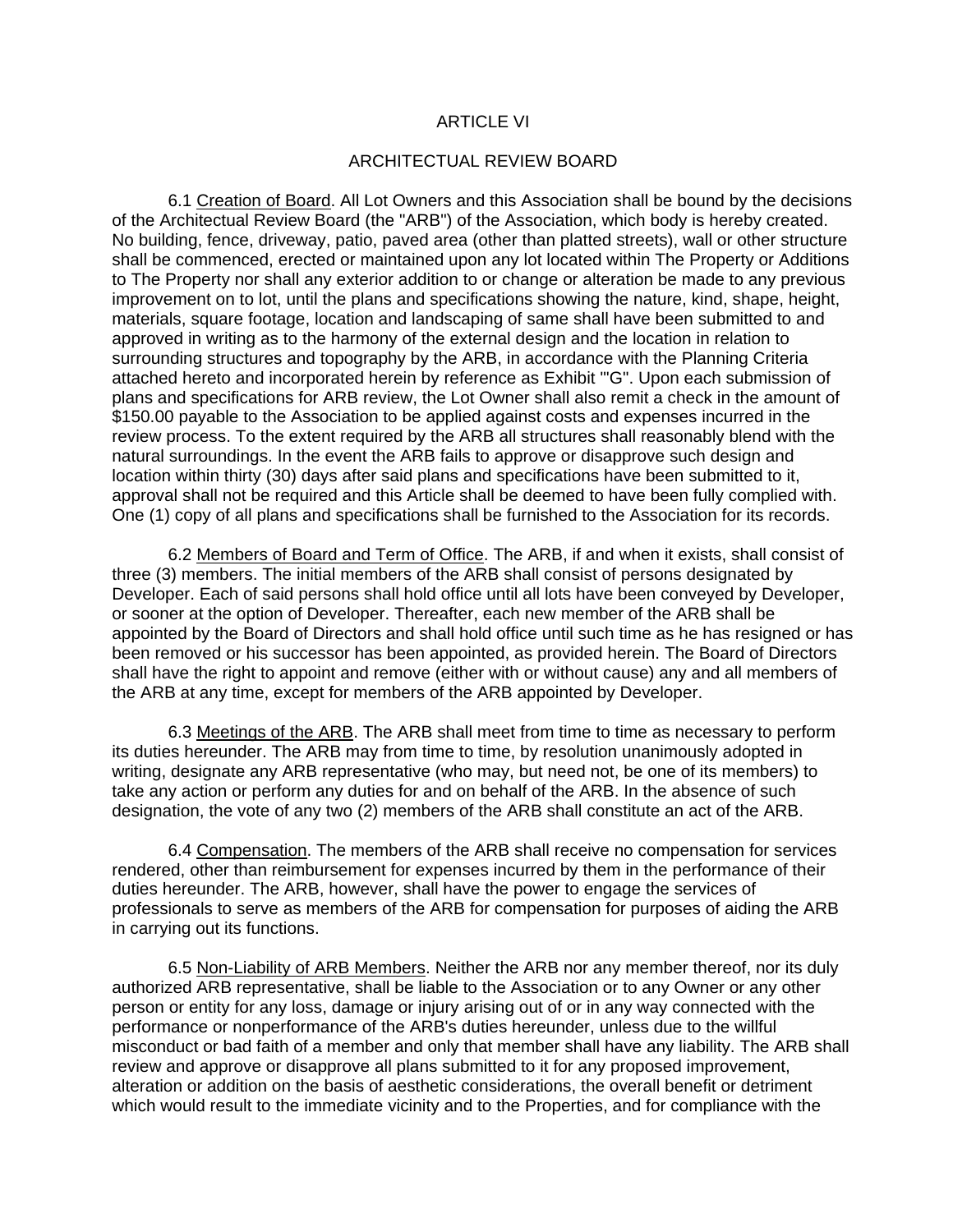# ARTICLE VI

## ARCHITECTUAL REVIEW BOARD

6.1 <u>Creation of Board</u>. All Lot Owners and this Association shall be bound by the decisions of the Architectual Review Board (the "ARB") of the Association, which body is hereby created. No building, fence, driveway, patio, paved area (other than platted streets), wall or other structure shall be commenced, erected or maintained upon any lot located within The Property or Additions to The Property nor shall any exterior addition to or change or alteration be made to any previous improvement on to lot, until the plans and specifications showing the nature, kind, shape, height, materials, square footage, location and landscaping of same shall have been submitted to and approved in writing as to the harmony of the external design and the location in relation to surrounding structures and topography by the ARB, in accordance with the Planning Criteria attached hereto and incorporated herein by reference as Exhibit "'G". Upon each submission of plans and specifications for ARB review, the Lot Owner shall also remit a check in the amount of $150.00 payable to the Association to be applied against costs and expenses incurred in the review process. To the extent required by the ARB all structures shall reasonably blend with the natural surroundings. In the event the ARB fails to approve or disapprove such design and location within thirty (30) days after said plans and specifications have been submitted to it, approval shall not be required and this Article shall be deemed to have been fully complied with. One (1) copy of all plans and specifications shall be furnished to the Association for its records.

6.2 <u>Members of Board and Term of Office</u>. The ARB, if and when it exists, shall consist of three (3) members. The initial members of the ARB shall consist of persons designated by Developer. Each of said persons shall hold office until all lots have been conveyed by Developer, or sooner at the option of Developer. Thereafter, each new member of the ARB shall be appointed by the Board of Directors and shall hold office until such time as he has resigned or has been removed or his successor has been appointed, as provided herein. The Board of Directors shall have the right to appoint and remove (either with or without cause) any and all members of the ARB at any time, except for members of the ARB appointed by Developer.

6.3 <u>Meetings of the ARB</u>. The ARB shall meet from time to time as necessary to perform its duties hereunder. The ARB may from time to time, by resolution unanimously adopted in writing, designate any ARB representative (who may, but need not, be one of its members) to take any action or perform any duties for and on behalf of the ARB. In the absence of such designation, the vote of any two (2) members of the ARB shall constitute an act of the ARB.

6.4 <u>Compensation</u>. The members of the ARB shall receive no compensation for services rendered, other than reimbursement for expenses incurred by them in the performance of their duties hereunder. The ARB, however, shall have the power to engage the services of professionals to serve as members of the ARB for compensation for purposes of aiding the ARB in carrying out its functions.

6.5 <u>Non-Liability of ARB Members</u>. Neither the ARB nor any member thereof, nor its duly authorized ARB representative, shall be liable to the Association or to any Owner or any other person or entity for any loss, damage or injury arising out of or in any way connected with the performance or nonperformance of the ARB's duties hereunder, unless due to the willful misconduct or bad faith of a member and only that member shall have any liability. The ARB shall review and approve or disapprove all plans submitted to it for any proposed improvement, alteration or addition on the basis of aesthetic considerations, the overall benefit or detriment which would result to the immediate vicinity and to the Properties, and for compliance with the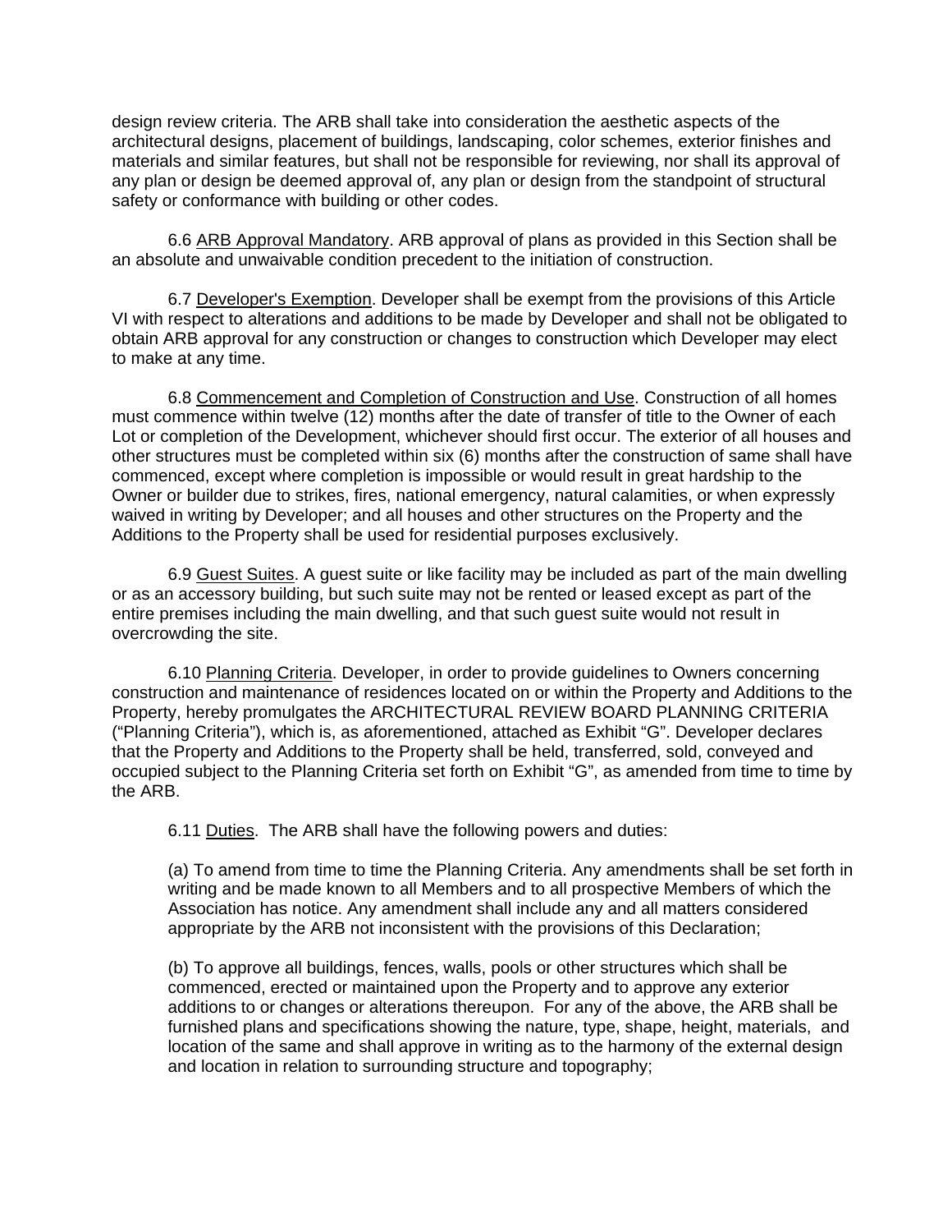design review criteria. The ARB shall take into consideration the aesthetic aspects of the architectural designs, placement of buildings, landscaping, color schemes, exterior finishes and materials and similar features, but shall not be responsible for reviewing, nor shall its approval of any plan or design be deemed approval of, any plan or design from the standpoint of structural safety or conformance with building or other codes.

6.6 <u>ARB Approval Mandatory</u>. ARB approval of plans as provided in this Section shall be an absolute and unwaivable condition precedent to the initiation of construction.

6.7 <u>Developer's Exemption</u>. Developer shall be exempt from the provisions of this Article VI with respect to alterations and additions to be made by Developer and shall not be obligated to obtain ARB approval for any construction or changes to construction which Developer may elect to make at any time.

6.8 <u>Commencement and Completion of Construction and Use</u>. Construction of all homes must commence within twelve (12) months after the date of transfer of title to the Owner of each Lot or completion of the Development, whichever should first occur. The exterior of all houses and other structures must be completed within six (6) months after the construction of same shall have commenced, except where completion is impossible or would result in great hardship to the Owner or builder due to strikes, fires, national emergency, natural calamities, or when expressly waived in writing by Developer; and all houses and other structures on the Property and the Additions to the Property shall be used for residential purposes exclusively.

6.9 <u>Guest Suites</u>. A guest suite or like facility may be included as part of the main dwelling or as an accessory building, but such suite may not be rented or leased except as part of the entire premises including the main dwelling, and that such guest suite would not result in overcrowding the site.

6.10 <u>Planning Criteria</u>. Developer, in order to provide guidelines to Owners concerning construction and maintenance of residences located on or within the Property and Additions to the Property, hereby promulgates the ARCHITECTURAL REVIEW BOARD PLANNING CRITERIA ("Planning Criteria"), which is, as aforementioned, attached as Exhibit "G". Developer declares that the Property and Additions to the Property shall be held, transferred, sold, conveyed and occupied subject to the Planning Criteria set forth on Exhibit "G", as amended from time to time by the ARB.

6.11 <u>Duties</u>. The ARB shall have the following powers and duties:

(a) To amend from time to time the Planning Criteria. Any amendments shall be set forth in writing and be made known to all Members and to all prospective Members of which the Association has notice. Any amendment shall include any and all matters considered appropriate by the ARB not inconsistent with the provisions of this Declaration;

(b) To approve all buildings, fences, walls, pools or other structures which shall be commenced, erected or maintained upon the Property and to approve any exterior additions to or changes or alterations thereupon. For any of the above, the ARB shall be furnished plans and specifications showing the nature, type, shape, height, materials, and location of the same and shall approve in writing as to the harmony of the external design and location in relation to surrounding structure and topography;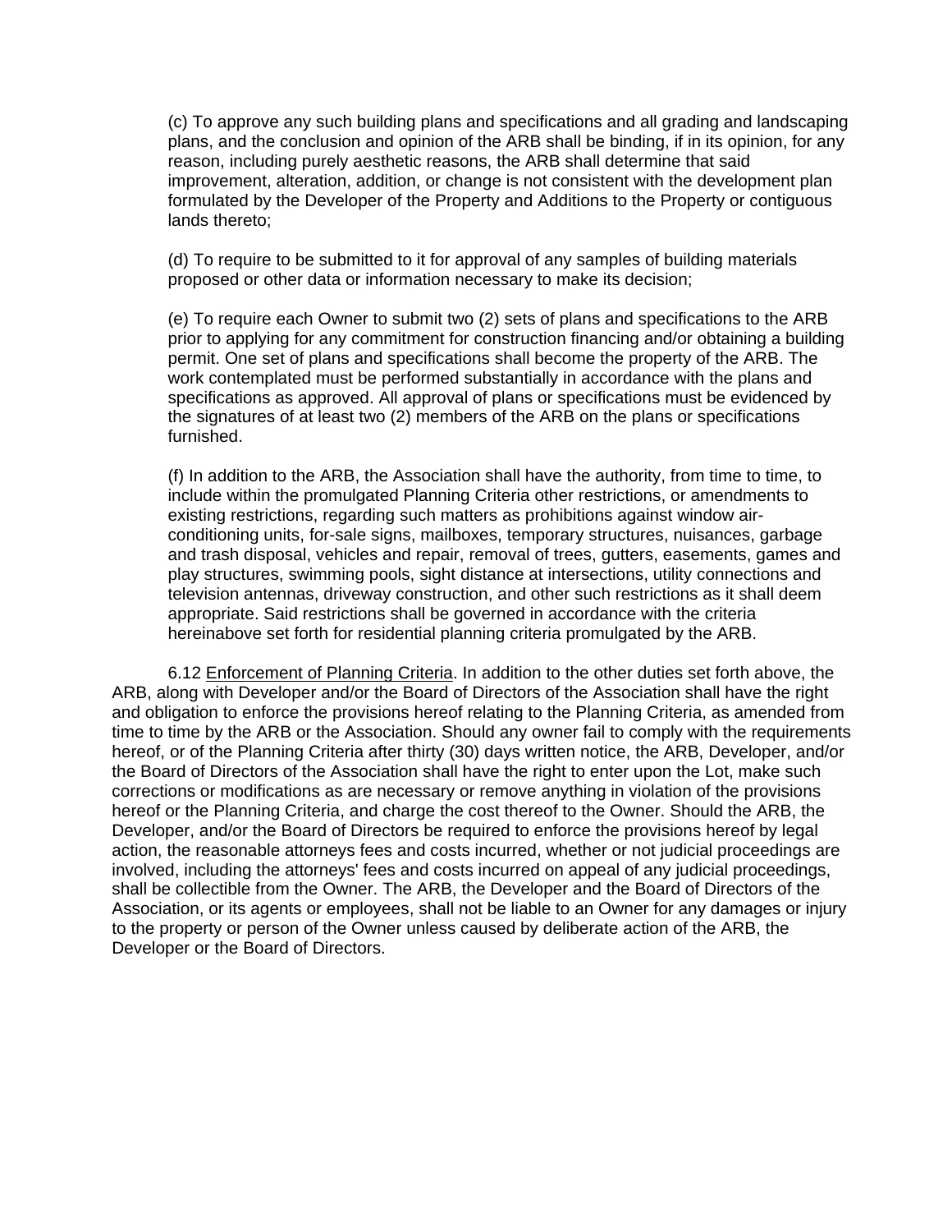(c) To approve any such building plans and specifications and all grading and landscaping plans, and the conclusion and opinion of the ARB shall be binding, if in its opinion, for any reason, including purely aesthetic reasons, the ARB shall determine that said improvement, alteration, addition, or change is not consistent with the development plan formulated by the Developer of the Property and Additions to the Property or contiguous lands thereto;

(d) To require to be submitted to it for approval of any samples of building materials proposed or other data or information necessary to make its decision;

(e) To require each Owner to submit two (2) sets of plans and specifications to the ARB prior to applying for any commitment for construction financing and/or obtaining a building permit. One set of plans and specifications shall become the property of the ARB. The work contemplated must be performed substantially in accordance with the plans and specifications as approved. All approval of plans or specifications must be evidenced by the signatures of at least two (2) members of the ARB on the plans or specifications furnished.

(f) In addition to the ARB, the Association shall have the authority, from time to time, to include within the promulgated Planning Criteria other restrictions, or amendments to existing restrictions, regarding such matters as prohibitions against window air-conditioning units, for-sale signs, mailboxes, temporary structures, nuisances, garbage and trash disposal, vehicles and repair, removal of trees, gutters, easements, games and play structures, swimming pools, sight distance at intersections, utility connections and television antennas, driveway construction, and other such restrictions as it shall deem appropriate. Said restrictions shall be governed in accordance with the criteria hereinabove set forth for residential planning criteria promulgated by the ARB.

6.12 Enforcement of Planning Criteria. In addition to the other duties set forth above, the ARB, along with Developer and/or the Board of Directors of the Association shall have the right and obligation to enforce the provisions hereof relating to the Planning Criteria, as amended from time to time by the ARB or the Association. Should any owner fail to comply with the requirements hereof, or of the Planning Criteria after thirty (30) days written notice, the ARB, Developer, and/or the Board of Directors of the Association shall have the right to enter upon the Lot, make such corrections or modifications as are necessary or remove anything in violation of the provisions hereof or the Planning Criteria, and charge the cost thereof to the Owner. Should the ARB, the Developer, and/or the Board of Directors be required to enforce the provisions hereof by legal action, the reasonable attorneys fees and costs incurred, whether or not judicial proceedings are involved, including the attorneys' fees and costs incurred on appeal of any judicial proceedings, shall be collectible from the Owner. The ARB, the Developer and the Board of Directors of the Association, or its agents or employees, shall not be liable to an Owner for any damages or injury to the property or person of the Owner unless caused by deliberate action of the ARB, the Developer or the Board of Directors.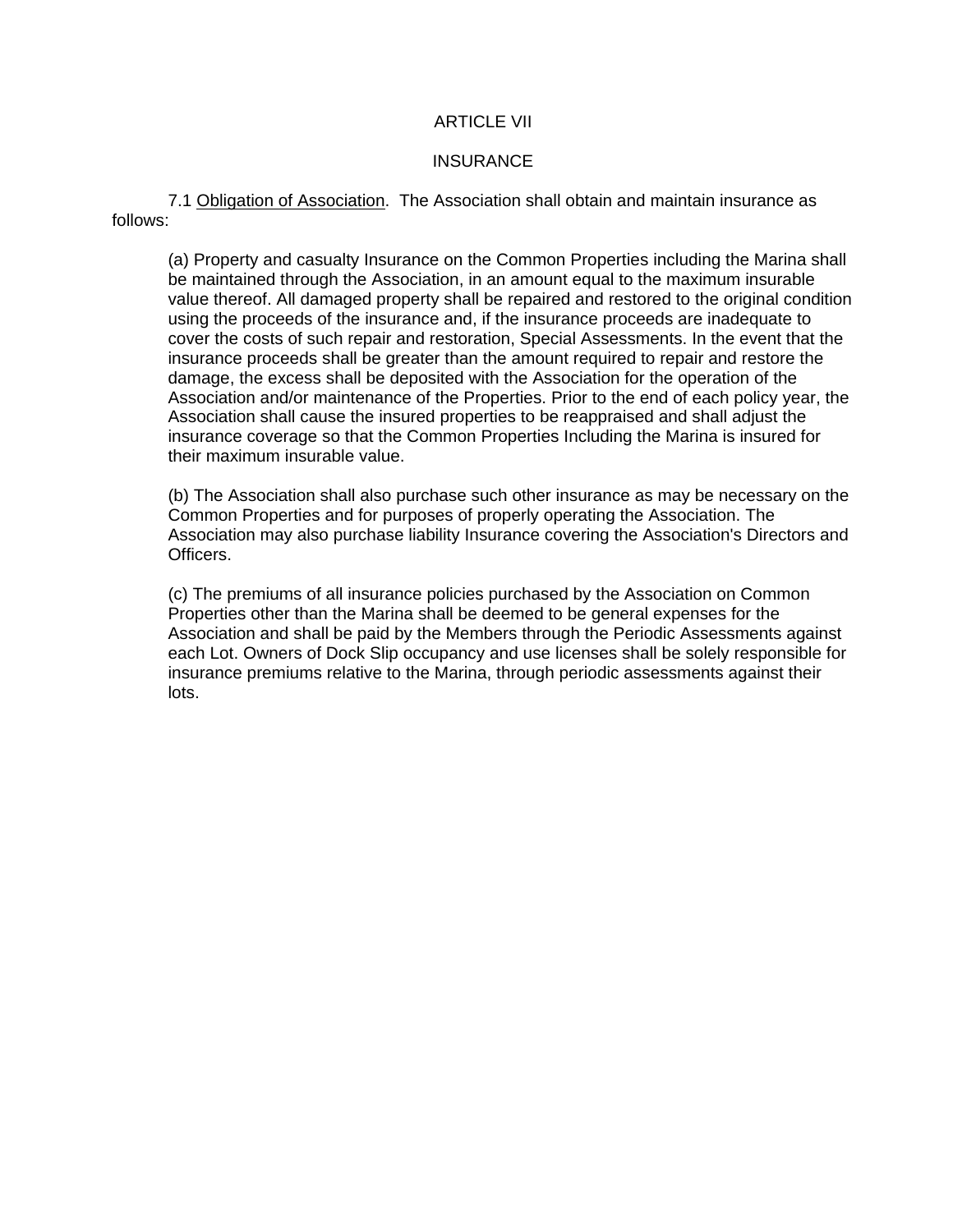# ARTICLE VII

## INSURANCE

7.1 <u>Obligation of Association</u>. The Association shall obtain and maintain insurance as follows:

(a) Property and casualty Insurance on the Common Properties including the Marina shall be maintained through the Association, in an amount equal to the maximum insurable value thereof. All damaged property shall be repaired and restored to the original condition using the proceeds of the insurance and, if the insurance proceeds are inadequate to cover the costs of such repair and restoration, Special Assessments. In the event that the insurance proceeds shall be greater than the amount required to repair and restore the damage, the excess shall be deposited with the Association for the operation of the Association and/or maintenance of the Properties. Prior to the end of each policy year, the Association shall cause the insured properties to be reappraised and shall adjust the insurance coverage so that the Common Properties Including the Marina is insured for their maximum insurable value.

(b) The Association shall also purchase such other insurance as may be necessary on the Common Properties and for purposes of properly operating the Association. The Association may also purchase liability Insurance covering the Association's Directors and Officers.

(c) The premiums of all insurance policies purchased by the Association on Common Properties other than the Marina shall be deemed to be general expenses for the Association and shall be paid by the Members through the Periodic Assessments against each Lot. Owners of Dock Slip occupancy and use licenses shall be solely responsible for insurance premiums relative to the Marina, through periodic assessments against their lots.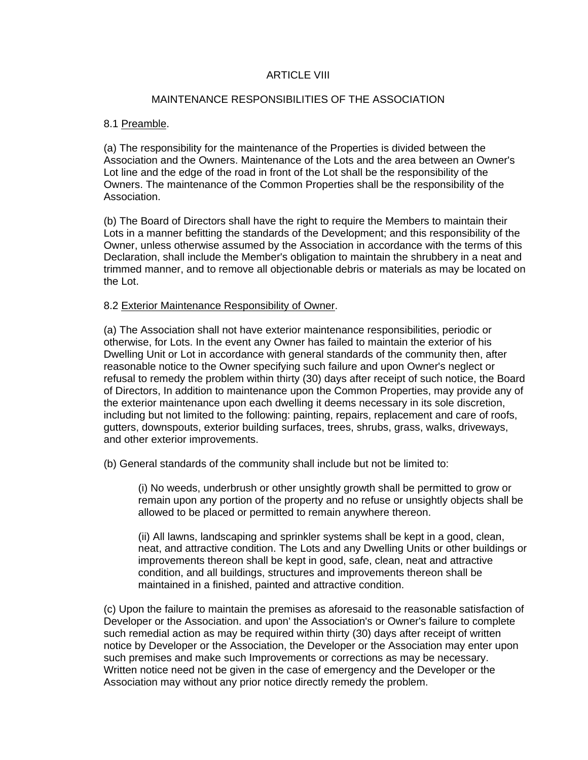## ARTICLE VIII

## MAINTENANCE RESPONSIBILITIES OF THE ASSOCIATION

8.1 Preamble.

(a) The responsibility for the maintenance of the Properties is divided between the Association and the Owners. Maintenance of the Lots and the area between an Owner's Lot line and the edge of the road in front of the Lot shall be the responsibility of the Owners. The maintenance of the Common Properties shall be the responsibility of the Association.

(b) The Board of Directors shall have the right to require the Members to maintain their Lots in a manner befitting the standards of the Development; and this responsibility of the Owner, unless otherwise assumed by the Association in accordance with the terms of this Declaration, shall include the Member's obligation to maintain the shrubbery in a neat and trimmed manner, and to remove all objectionable debris or materials as may be located on the Lot.

8.2 Exterior Maintenance Responsibility of Owner.

(a) The Association shall not have exterior maintenance responsibilities, periodic or otherwise, for Lots. In the event any Owner has failed to maintain the exterior of his Dwelling Unit or Lot in accordance with general standards of the community then, after reasonable notice to the Owner specifying such failure and upon Owner's neglect or refusal to remedy the problem within thirty (30) days after receipt of such notice, the Board of Directors, In addition to maintenance upon the Common Properties, may provide any of the exterior maintenance upon each dwelling it deems necessary in its sole discretion, including but not limited to the following: painting, repairs, replacement and care of roofs, gutters, downspouts, exterior building surfaces, trees, shrubs, grass, walks, driveways, and other exterior improvements.

(b) General standards of the community shall include but not be limited to:

> (i) No weeds, underbrush or other unsightly growth shall be permitted to grow or remain upon any portion of the property and no refuse or unsightly objects shall be allowed to be placed or permitted to remain anywhere thereon.
>
> (ii) All lawns, landscaping and sprinkler systems shall be kept in a good, clean, neat, and attractive condition. The Lots and any Dwelling Units or other buildings or improvements thereon shall be kept in good, safe, clean, neat and attractive condition, and all buildings, structures and improvements thereon shall be maintained in a finished, painted and attractive condition.

(c) Upon the failure to maintain the premises as aforesaid to the reasonable satisfaction of Developer or the Association. and upon' the Association's or Owner's failure to complete such remedial action as may be required within thirty (30) days after receipt of written notice by Developer or the Association, the Developer or the Association may enter upon such premises and make such Improvements or corrections as may be necessary. Written notice need not be given in the case of emergency and the Developer or the Association may without any prior notice directly remedy the problem.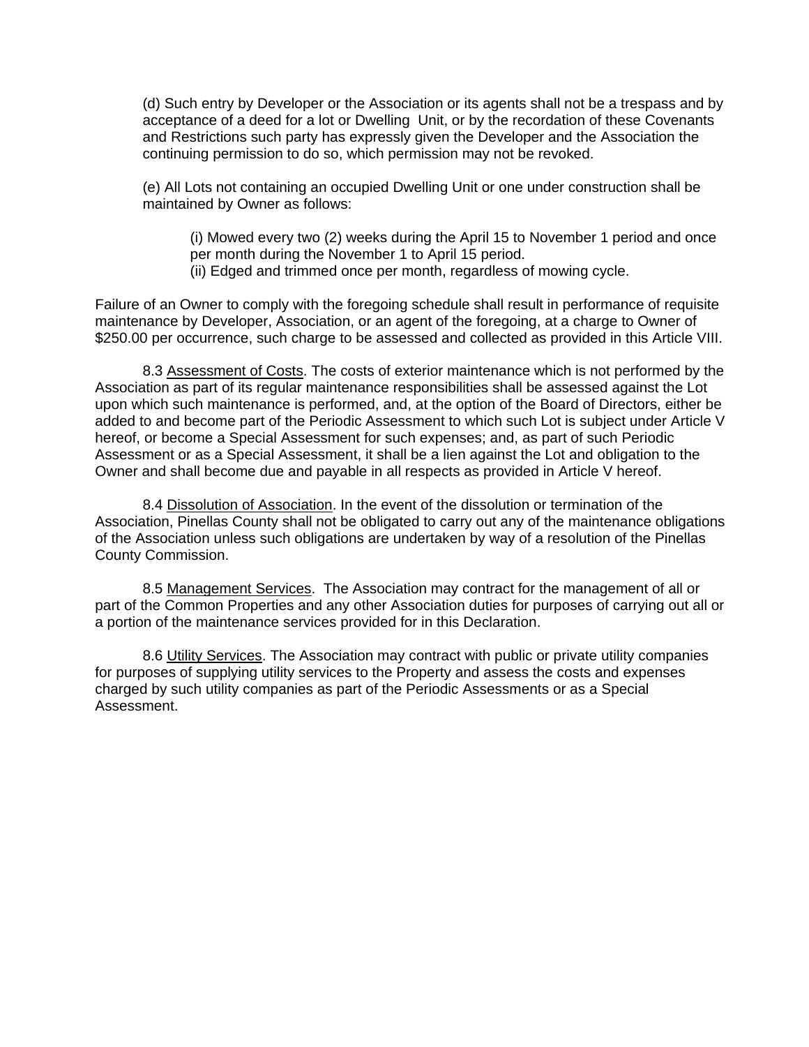(d) Such entry by Developer or the Association or its agents shall not be a trespass and by acceptance of a deed for a lot or Dwelling Unit, or by the recordation of these Covenants and Restrictions such party has expressly given the Developer and the Association the continuing permission to do so, which permission may not be revoked.

(e) All Lots not containing an occupied Dwelling Unit or one under construction shall be maintained by Owner as follows:

(i) Mowed every two (2) weeks during the April 15 to November 1 period and once per month during the November 1 to April 15 period.
(ii) Edged and trimmed once per month, regardless of mowing cycle.

Failure of an Owner to comply with the foregoing schedule shall result in performance of requisite maintenance by Developer, Association, or an agent of the foregoing, at a charge to Owner of $250.00 per occurrence, such charge to be assessed and collected as provided in this Article VIII.

8.3 Assessment of Costs. The costs of exterior maintenance which is not performed by the Association as part of its regular maintenance responsibilities shall be assessed against the Lot upon which such maintenance is performed, and, at the option of the Board of Directors, either be added to and become part of the Periodic Assessment to which such Lot is subject under Article V hereof, or become a Special Assessment for such expenses; and, as part of such Periodic Assessment or as a Special Assessment, it shall be a lien against the Lot and obligation to the Owner and shall become due and payable in all respects as provided in Article V hereof.

8.4 Dissolution of Association. In the event of the dissolution or termination of the Association, Pinellas County shall not be obligated to carry out any of the maintenance obligations of the Association unless such obligations are undertaken by way of a resolution of the Pinellas County Commission.

8.5 Management Services. The Association may contract for the management of all or part of the Common Properties and any other Association duties for purposes of carrying out all or a portion of the maintenance services provided for in this Declaration.

8.6 Utility Services. The Association may contract with public or private utility companies for purposes of supplying utility services to the Property and assess the costs and expenses charged by such utility companies as part of the Periodic Assessments or as a Special Assessment.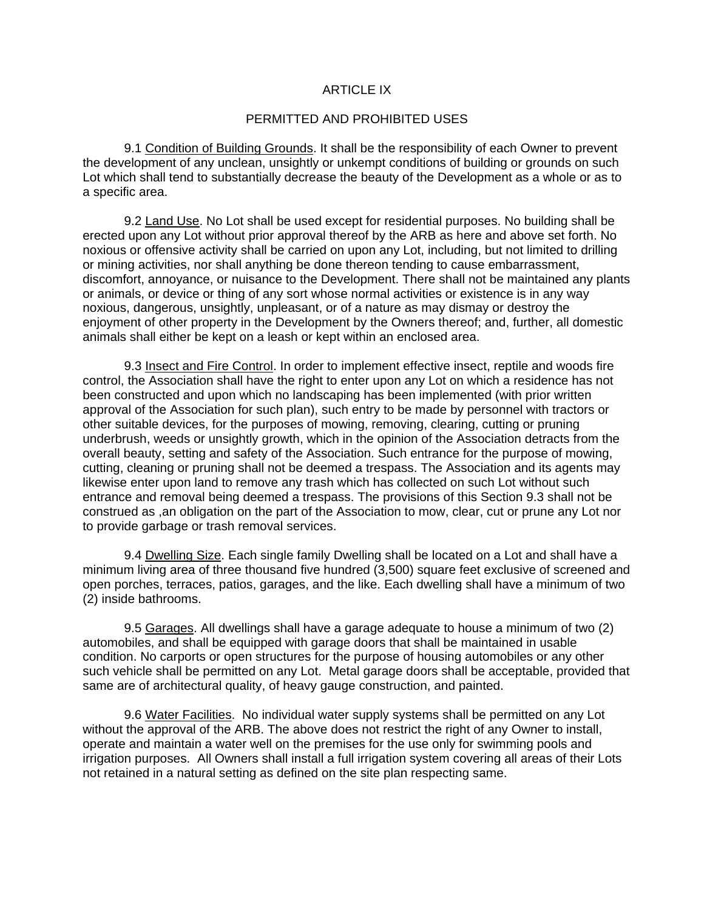# ARTICLE IX

## PERMITTED AND PROHIBITED USES

9.1 Condition of Building Grounds. It shall be the responsibility of each Owner to prevent the development of any unclean, unsightly or unkempt conditions of building or grounds on such Lot which shall tend to substantially decrease the beauty of the Development as a whole or as to a specific area.

9.2 Land Use. No Lot shall be used except for residential purposes. No building shall be erected upon any Lot without prior approval thereof by the ARB as here and above set forth. No noxious or offensive activity shall be carried on upon any Lot, including, but not limited to drilling or mining activities, nor shall anything be done thereon tending to cause embarrassment, discomfort, annoyance, or nuisance to the Development. There shall not be maintained any plants or animals, or device or thing of any sort whose normal activities or existence is in any way noxious, dangerous, unsightly, unpleasant, or of a nature as may dismay or destroy the enjoyment of other property in the Development by the Owners thereof; and, further, all domestic animals shall either be kept on a leash or kept within an enclosed area.

9.3 Insect and Fire Control. In order to implement effective insect, reptile and woods fire control, the Association shall have the right to enter upon any Lot on which a residence has not been constructed and upon which no landscaping has been implemented (with prior written approval of the Association for such plan), such entry to be made by personnel with tractors or other suitable devices, for the purposes of mowing, removing, clearing, cutting or pruning underbrush, weeds or unsightly growth, which in the opinion of the Association detracts from the overall beauty, setting and safety of the Association. Such entrance for the purpose of mowing, cutting, cleaning or pruning shall not be deemed a trespass. The Association and its agents may likewise enter upon land to remove any trash which has collected on such Lot without such entrance and removal being deemed a trespass. The provisions of this Section 9.3 shall not be construed as ,an obligation on the part of the Association to mow, clear, cut or prune any Lot nor to provide garbage or trash removal services.

9.4 Dwelling Size. Each single family Dwelling shall be located on a Lot and shall have a minimum living area of three thousand five hundred (3,500) square feet exclusive of screened and open porches, terraces, patios, garages, and the like. Each dwelling shall have a minimum of two (2) inside bathrooms.

9.5 Garages. All dwellings shall have a garage adequate to house a minimum of two (2) automobiles, and shall be equipped with garage doors that shall be maintained in usable condition. No carports or open structures for the purpose of housing automobiles or any other such vehicle shall be permitted on any Lot. Metal garage doors shall be acceptable, provided that same are of architectural quality, of heavy gauge construction, and painted.

9.6 Water Facilities. No individual water supply systems shall be permitted on any Lot without the approval of the ARB. The above does not restrict the right of any Owner to install, operate and maintain a water well on the premises for the use only for swimming pools and irrigation purposes. All Owners shall install a full irrigation system covering all areas of their Lots not retained in a natural setting as defined on the site plan respecting same.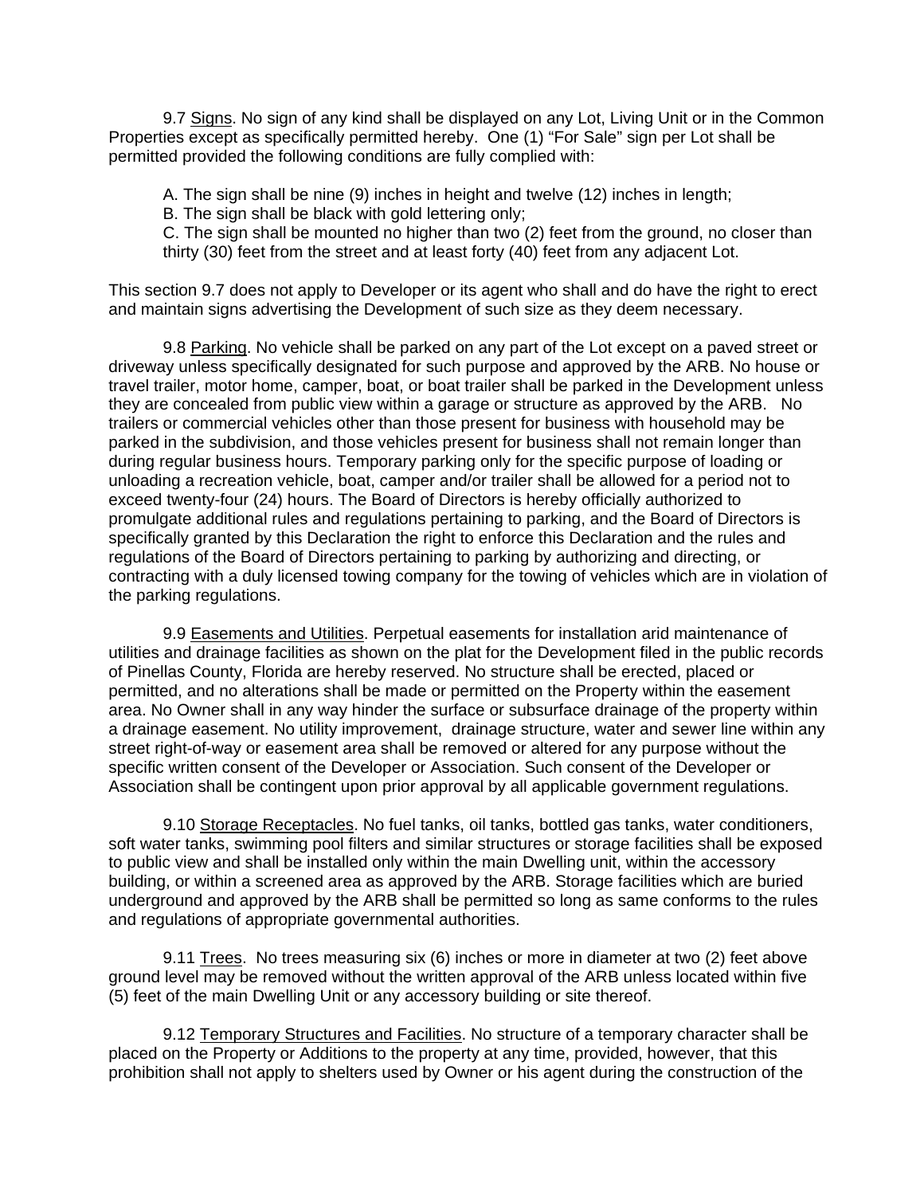9.7 Signs. No sign of any kind shall be displayed on any Lot, Living Unit or in the Common Properties except as specifically permitted hereby. One (1) "For Sale" sign per Lot shall be permitted provided the following conditions are fully complied with:

A. The sign shall be nine (9) inches in height and twelve (12) inches in length;
B. The sign shall be black with gold lettering only;
C. The sign shall be mounted no higher than two (2) feet from the ground, no closer than thirty (30) feet from the street and at least forty (40) feet from any adjacent Lot.

This section 9.7 does not apply to Developer or its agent who shall and do have the right to erect and maintain signs advertising the Development of such size as they deem necessary.

9.8 Parking. No vehicle shall be parked on any part of the Lot except on a paved street or driveway unless specifically designated for such purpose and approved by the ARB. No house or travel trailer, motor home, camper, boat, or boat trailer shall be parked in the Development unless they are concealed from public view within a garage or structure as approved by the ARB. No trailers or commercial vehicles other than those present for business with household may be parked in the subdivision, and those vehicles present for business shall not remain longer than during regular business hours. Temporary parking only for the specific purpose of loading or unloading a recreation vehicle, boat, camper and/or trailer shall be allowed for a period not to exceed twenty-four (24) hours. The Board of Directors is hereby officially authorized to promulgate additional rules and regulations pertaining to parking, and the Board of Directors is specifically granted by this Declaration the right to enforce this Declaration and the rules and regulations of the Board of Directors pertaining to parking by authorizing and directing, or contracting with a duly licensed towing company for the towing of vehicles which are in violation of the parking regulations.

9.9 Easements and Utilities. Perpetual easements for installation arid maintenance of utilities and drainage facilities as shown on the plat for the Development filed in the public records of Pinellas County, Florida are hereby reserved. No structure shall be erected, placed or permitted, and no alterations shall be made or permitted on the Property within the easement area. No Owner shall in any way hinder the surface or subsurface drainage of the property within a drainage easement. No utility improvement, drainage structure, water and sewer line within any street right-of-way or easement area shall be removed or altered for any purpose without the specific written consent of the Developer or Association. Such consent of the Developer or Association shall be contingent upon prior approval by all applicable government regulations.

9.10 Storage Receptacles. No fuel tanks, oil tanks, bottled gas tanks, water conditioners, soft water tanks, swimming pool filters and similar structures or storage facilities shall be exposed to public view and shall be installed only within the main Dwelling unit, within the accessory building, or within a screened area as approved by the ARB. Storage facilities which are buried underground and approved by the ARB shall be permitted so long as same conforms to the rules and regulations of appropriate governmental authorities.

9.11 Trees. No trees measuring six (6) inches or more in diameter at two (2) feet above ground level may be removed without the written approval of the ARB unless located within five (5) feet of the main Dwelling Unit or any accessory building or site thereof.

9.12 Temporary Structures and Facilities. No structure of a temporary character shall be placed on the Property or Additions to the property at any time, provided, however, that this prohibition shall not apply to shelters used by Owner or his agent during the construction of the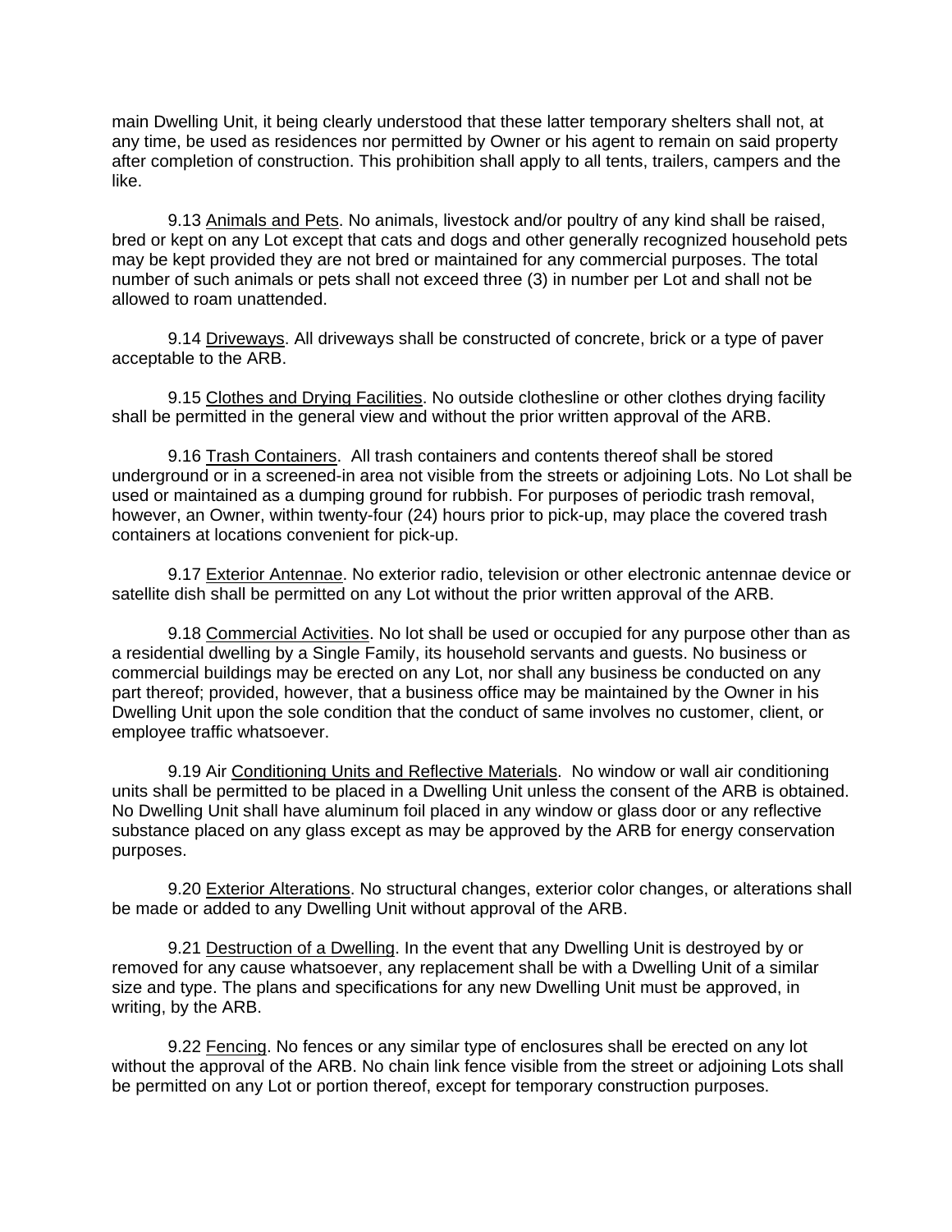main Dwelling Unit, it being clearly understood that these latter temporary shelters shall not, at any time, be used as residences nor permitted by Owner or his agent to remain on said property after completion of construction. This prohibition shall apply to all tents, trailers, campers and the like.

9.13 Animals and Pets. No animals, livestock and/or poultry of any kind shall be raised, bred or kept on any Lot except that cats and dogs and other generally recognized household pets may be kept provided they are not bred or maintained for any commercial purposes. The total number of such animals or pets shall not exceed three (3) in number per Lot and shall not be allowed to roam unattended.

9.14 Driveways. All driveways shall be constructed of concrete, brick or a type of paver acceptable to the ARB.

9.15 Clothes and Drying Facilities. No outside clothesline or other clothes drying facility shall be permitted in the general view and without the prior written approval of the ARB.

9.16 Trash Containers. All trash containers and contents thereof shall be stored underground or in a screened-in area not visible from the streets or adjoining Lots. No Lot shall be used or maintained as a dumping ground for rubbish. For purposes of periodic trash removal, however, an Owner, within twenty-four (24) hours prior to pick-up, may place the covered trash containers at locations convenient for pick-up.

9.17 Exterior Antennae. No exterior radio, television or other electronic antennae device or satellite dish shall be permitted on any Lot without the prior written approval of the ARB.

9.18 Commercial Activities. No lot shall be used or occupied for any purpose other than as a residential dwelling by a Single Family, its household servants and guests. No business or commercial buildings may be erected on any Lot, nor shall any business be conducted on any part thereof; provided, however, that a business office may be maintained by the Owner in his Dwelling Unit upon the sole condition that the conduct of same involves no customer, client, or employee traffic whatsoever.

9.19 Air Conditioning Units and Reflective Materials. No window or wall air conditioning units shall be permitted to be placed in a Dwelling Unit unless the consent of the ARB is obtained. No Dwelling Unit shall have aluminum foil placed in any window or glass door or any reflective substance placed on any glass except as may be approved by the ARB for energy conservation purposes.

9.20 Exterior Alterations. No structural changes, exterior color changes, or alterations shall be made or added to any Dwelling Unit without approval of the ARB.

9.21 Destruction of a Dwelling. In the event that any Dwelling Unit is destroyed by or removed for any cause whatsoever, any replacement shall be with a Dwelling Unit of a similar size and type. The plans and specifications for any new Dwelling Unit must be approved, in writing, by the ARB.

9.22 Fencing. No fences or any similar type of enclosures shall be erected on any lot without the approval of the ARB. No chain link fence visible from the street or adjoining Lots shall be permitted on any Lot or portion thereof, except for temporary construction purposes.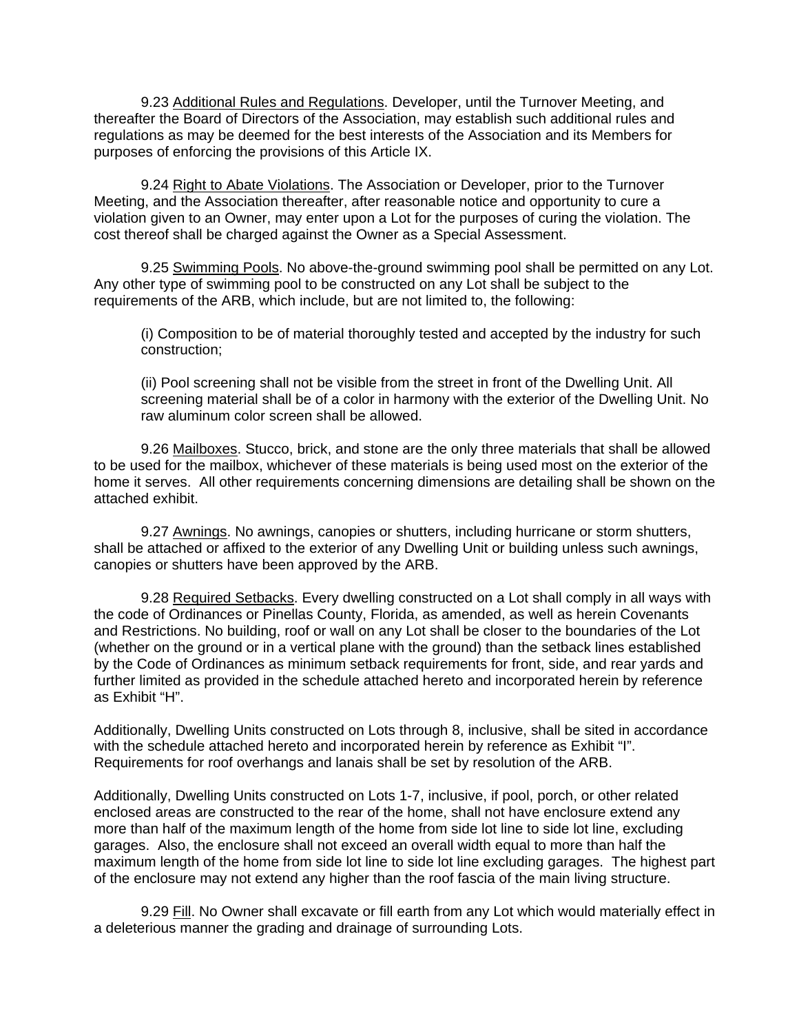9.23 Additional Rules and Regulations. Developer, until the Turnover Meeting, and thereafter the Board of Directors of the Association, may establish such additional rules and regulations as may be deemed for the best interests of the Association and its Members for purposes of enforcing the provisions of this Article IX.

9.24 Right to Abate Violations. The Association or Developer, prior to the Turnover Meeting, and the Association thereafter, after reasonable notice and opportunity to cure a violation given to an Owner, may enter upon a Lot for the purposes of curing the violation. The cost thereof shall be charged against the Owner as a Special Assessment.

9.25 Swimming Pools. No above-the-ground swimming pool shall be permitted on any Lot. Any other type of swimming pool to be constructed on any Lot shall be subject to the requirements of the ARB, which include, but are not limited to, the following:

(i) Composition to be of material thoroughly tested and accepted by the industry for such construction;

(ii) Pool screening shall not be visible from the street in front of the Dwelling Unit. All screening material shall be of a color in harmony with the exterior of the Dwelling Unit. No raw aluminum color screen shall be allowed.

9.26 Mailboxes. Stucco, brick, and stone are the only three materials that shall be allowed to be used for the mailbox, whichever of these materials is being used most on the exterior of the home it serves. All other requirements concerning dimensions are detailing shall be shown on the attached exhibit.

9.27 Awnings. No awnings, canopies or shutters, including hurricane or storm shutters, shall be attached or affixed to the exterior of any Dwelling Unit or building unless such awnings, canopies or shutters have been approved by the ARB.

9.28 Required Setbacks. Every dwelling constructed on a Lot shall comply in all ways with the code of Ordinances or Pinellas County, Florida, as amended, as well as herein Covenants and Restrictions. No building, roof or wall on any Lot shall be closer to the boundaries of the Lot (whether on the ground or in a vertical plane with the ground) than the setback lines established by the Code of Ordinances as minimum setback requirements for front, side, and rear yards and further limited as provided in the schedule attached hereto and incorporated herein by reference as Exhibit "H".

Additionally, Dwelling Units constructed on Lots through 8, inclusive, shall be sited in accordance with the schedule attached hereto and incorporated herein by reference as Exhibit "I". Requirements for roof overhangs and lanais shall be set by resolution of the ARB.

Additionally, Dwelling Units constructed on Lots 1-7, inclusive, if pool, porch, or other related enclosed areas are constructed to the rear of the home, shall not have enclosure extend any more than half of the maximum length of the home from side lot line to side lot line, excluding garages. Also, the enclosure shall not exceed an overall width equal to more than half the maximum length of the home from side lot line to side lot line excluding garages. The highest part of the enclosure may not extend any higher than the roof fascia of the main living structure.

9.29 Fill. No Owner shall excavate or fill earth from any Lot which would materially effect in a deleterious manner the grading and drainage of surrounding Lots.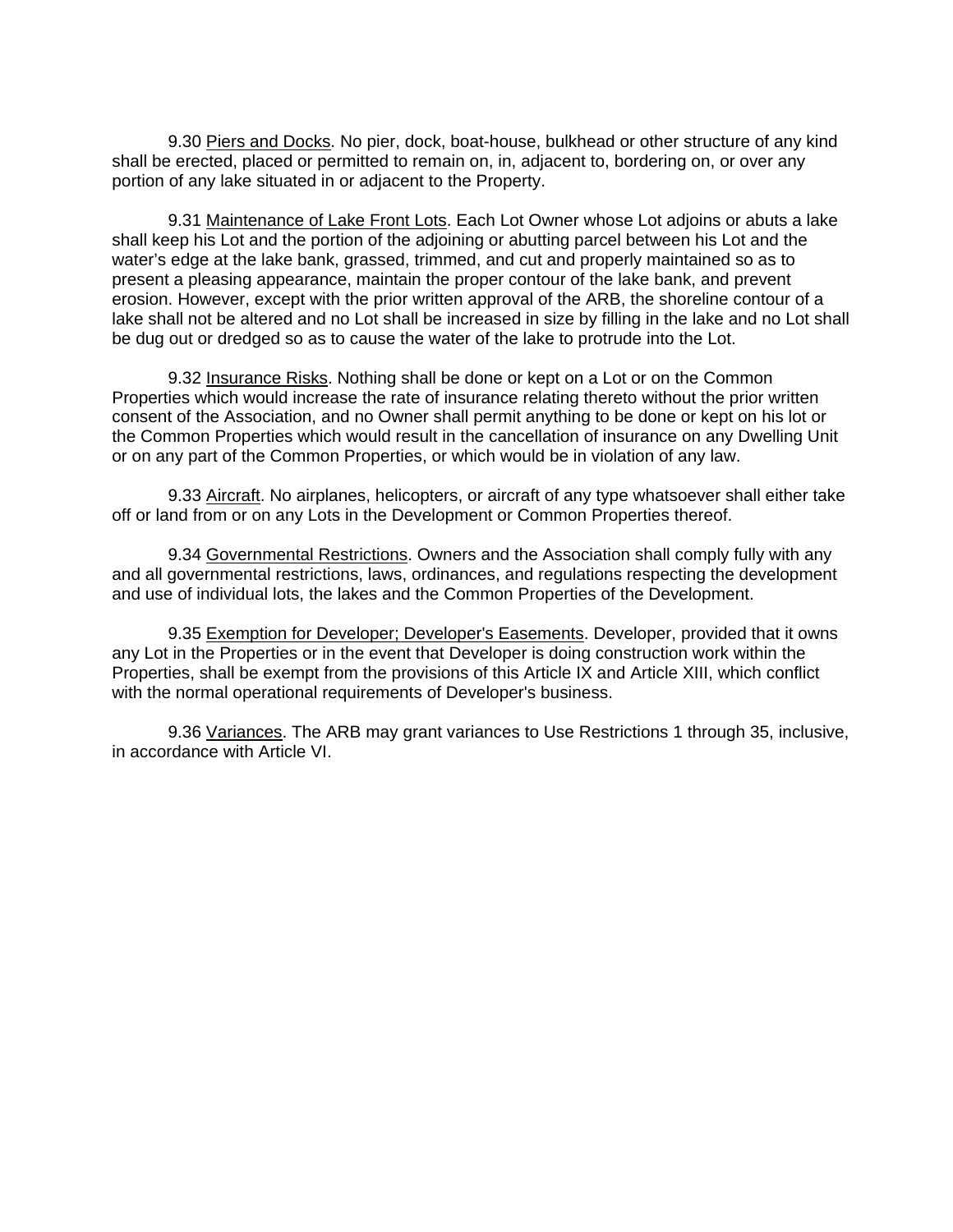9.30 <u>Piers and Docks</u>. No pier, dock, boat-house, bulkhead or other structure of any kind shall be erected, placed or permitted to remain on, in, adjacent to, bordering on, or over any portion of any lake situated in or adjacent to the Property.

9.31 <u>Maintenance of Lake Front Lots</u>. Each Lot Owner whose Lot adjoins or abuts a lake shall keep his Lot and the portion of the adjoining or abutting parcel between his Lot and the water's edge at the lake bank, grassed, trimmed, and cut and properly maintained so as to present a pleasing appearance, maintain the proper contour of the lake bank, and prevent erosion. However, except with the prior written approval of the ARB, the shoreline contour of a lake shall not be altered and no Lot shall be increased in size by filling in the lake and no Lot shall be dug out or dredged so as to cause the water of the lake to protrude into the Lot.

9.32 <u>Insurance Risks</u>. Nothing shall be done or kept on a Lot or on the Common Properties which would increase the rate of insurance relating thereto without the prior written consent of the Association, and no Owner shall permit anything to be done or kept on his lot or the Common Properties which would result in the cancellation of insurance on any Dwelling Unit or on any part of the Common Properties, or which would be in violation of any law.

9.33 <u>Aircraft</u>. No airplanes, helicopters, or aircraft of any type whatsoever shall either take off or land from or on any Lots in the Development or Common Properties thereof.

9.34 <u>Governmental Restrictions</u>. Owners and the Association shall comply fully with any and all governmental restrictions, laws, ordinances, and regulations respecting the development and use of individual lots, the lakes and the Common Properties of the Development.

9.35 <u>Exemption for Developer; Developer's Easements</u>. Developer, provided that it owns any Lot in the Properties or in the event that Developer is doing construction work within the Properties, shall be exempt from the provisions of this Article IX and Article XIII, which conflict with the normal operational requirements of Developer's business.

9.36 <u>Variances</u>. The ARB may grant variances to Use Restrictions 1 through 35, inclusive, in accordance with Article VI.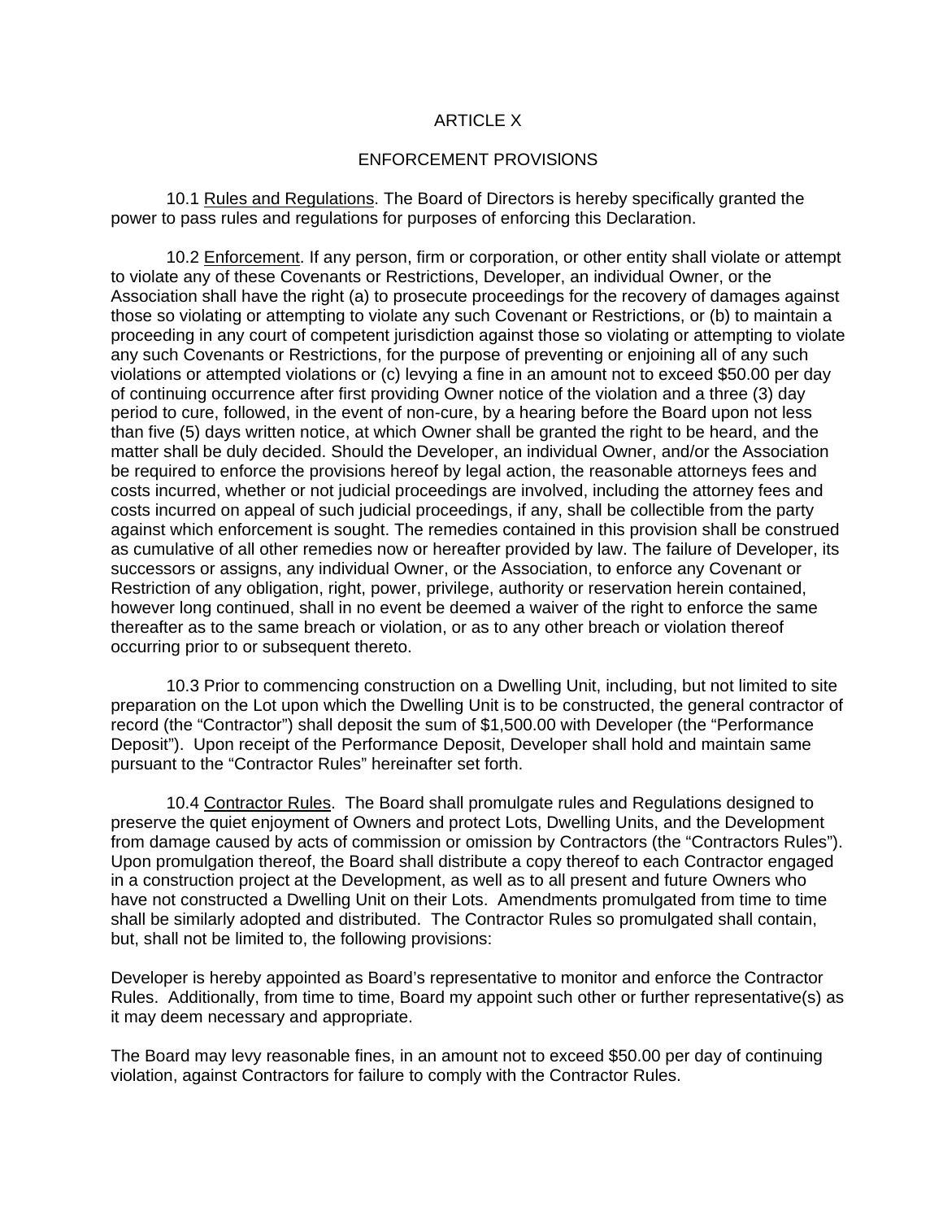# ARTICLE X

## ENFORCEMENT PROVISIONS

10.1 <u>Rules and Regulations</u>. The Board of Directors is hereby specifically granted the power to pass rules and regulations for purposes of enforcing this Declaration.

10.2 <u>Enforcement</u>. If any person, firm or corporation, or other entity shall violate or attempt to violate any of these Covenants or Restrictions, Developer, an individual Owner, or the Association shall have the right (a) to prosecute proceedings for the recovery of damages against those so violating or attempting to violate any such Covenant or Restrictions, or (b) to maintain a proceeding in any court of competent jurisdiction against those so violating or attempting to violate any such Covenants or Restrictions, for the purpose of preventing or enjoining all of any such violations or attempted violations or (c) levying a fine in an amount not to exceed $50.00 per day of continuing occurrence after first providing Owner notice of the violation and a three (3) day period to cure, followed, in the event of non-cure, by a hearing before the Board upon not less than five (5) days written notice, at which Owner shall be granted the right to be heard, and the matter shall be duly decided. Should the Developer, an individual Owner, and/or the Association be required to enforce the provisions hereof by legal action, the reasonable attorneys fees and costs incurred, whether or not judicial proceedings are involved, including the attorney fees and costs incurred on appeal of such judicial proceedings, if any, shall be collectible from the party against which enforcement is sought. The remedies contained in this provision shall be construed as cumulative of all other remedies now or hereafter provided by law. The failure of Developer, its successors or assigns, any individual Owner, or the Association, to enforce any Covenant or Restriction of any obligation, right, power, privilege, authority or reservation herein contained, however long continued, shall in no event be deemed a waiver of the right to enforce the same thereafter as to the same breach or violation, or as to any other breach or violation thereof occurring prior to or subsequent thereto.

10.3 Prior to commencing construction on a Dwelling Unit, including, but not limited to site preparation on the Lot upon which the Dwelling Unit is to be constructed, the general contractor of record (the "Contractor") shall deposit the sum of $1,500.00 with Developer (the "Performance Deposit"). Upon receipt of the Performance Deposit, Developer shall hold and maintain same pursuant to the "Contractor Rules" hereinafter set forth.

10.4 <u>Contractor Rules</u>. The Board shall promulgate rules and Regulations designed to preserve the quiet enjoyment of Owners and protect Lots, Dwelling Units, and the Development from damage caused by acts of commission or omission by Contractors (the "Contractors Rules"). Upon promulgation thereof, the Board shall distribute a copy thereof to each Contractor engaged in a construction project at the Development, as well as to all present and future Owners who have not constructed a Dwelling Unit on their Lots. Amendments promulgated from time to time shall be similarly adopted and distributed. The Contractor Rules so promulgated shall contain, but, shall not be limited to, the following provisions:

Developer is hereby appointed as Board's representative to monitor and enforce the Contractor Rules. Additionally, from time to time, Board my appoint such other or further representative(s) as it may deem necessary and appropriate.

The Board may levy reasonable fines, in an amount not to exceed $50.00 per day of continuing violation, against Contractors for failure to comply with the Contractor Rules.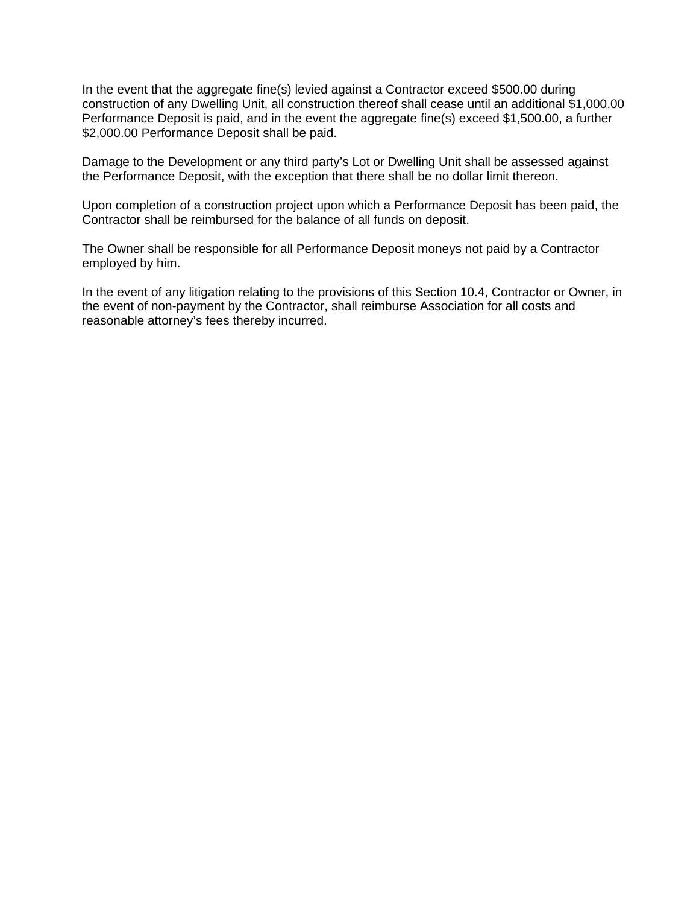In the event that the aggregate fine(s) levied against a Contractor exceed $500.00 during construction of any Dwelling Unit, all construction thereof shall cease until an additional $1,000.00 Performance Deposit is paid, and in the event the aggregate fine(s) exceed $1,500.00, a further $2,000.00 Performance Deposit shall be paid.

Damage to the Development or any third party's Lot or Dwelling Unit shall be assessed against the Performance Deposit, with the exception that there shall be no dollar limit thereon.

Upon completion of a construction project upon which a Performance Deposit has been paid, the Contractor shall be reimbursed for the balance of all funds on deposit.

The Owner shall be responsible for all Performance Deposit moneys not paid by a Contractor employed by him.

In the event of any litigation relating to the provisions of this Section 10.4, Contractor or Owner, in the event of non-payment by the Contractor, shall reimburse Association for all costs and reasonable attorney's fees thereby incurred.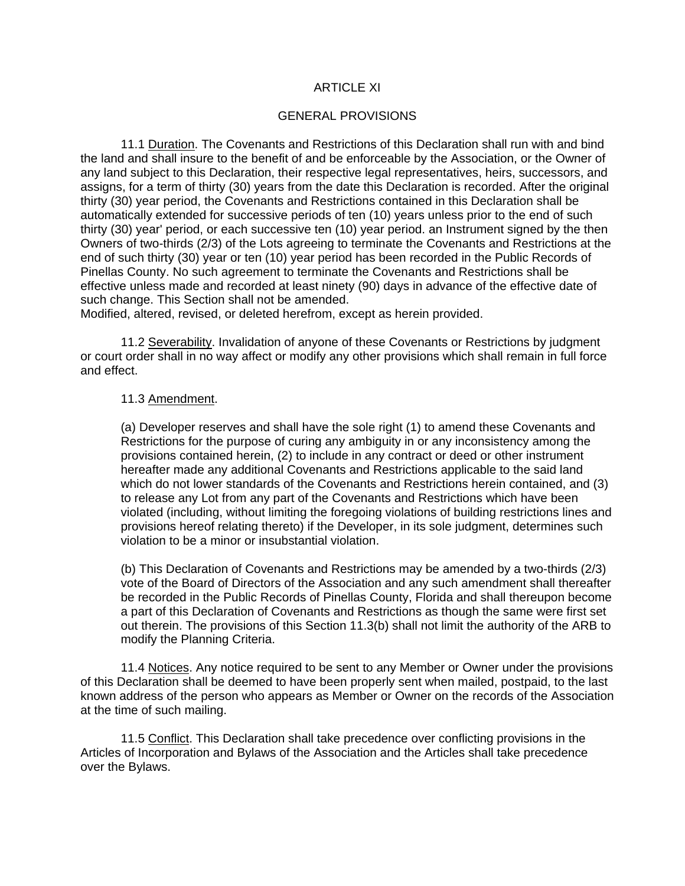ARTICLE XI

GENERAL PROVISIONS

11.1 Duration. The Covenants and Restrictions of this Declaration shall run with and bind the land and shall insure to the benefit of and be enforceable by the Association, or the Owner of any land subject to this Declaration, their respective legal representatives, heirs, successors, and assigns, for a term of thirty (30) years from the date this Declaration is recorded. After the original thirty (30) year period, the Covenants and Restrictions contained in this Declaration shall be automatically extended for successive periods of ten (10) years unless prior to the end of such thirty (30) year' period, or each successive ten (10) year period. an Instrument signed by the then Owners of two-thirds (2/3) of the Lots agreeing to terminate the Covenants and Restrictions at the end of such thirty (30) year or ten (10) year period has been recorded in the Public Records of Pinellas County. No such agreement to terminate the Covenants and Restrictions shall be effective unless made and recorded at least ninety (90) days in advance of the effective date of such change. This Section shall not be amended.
Modified, altered, revised, or deleted herefrom, except as herein provided.

11.2 Severability. Invalidation of anyone of these Covenants or Restrictions by judgment or court order shall in no way affect or modify any other provisions which shall remain in full force and effect.

11.3 Amendment.

(a) Developer reserves and shall have the sole right (1) to amend these Covenants and Restrictions for the purpose of curing any ambiguity in or any inconsistency among the provisions contained herein, (2) to include in any contract or deed or other instrument hereafter made any additional Covenants and Restrictions applicable to the said land which do not lower standards of the Covenants and Restrictions herein contained, and (3) to release any Lot from any part of the Covenants and Restrictions which have been violated (including, without limiting the foregoing violations of building restrictions lines and provisions hereof relating thereto) if the Developer, in its sole judgment, determines such violation to be a minor or insubstantial violation.

(b) This Declaration of Covenants and Restrictions may be amended by a two-thirds (2/3) vote of the Board of Directors of the Association and any such amendment shall thereafter be recorded in the Public Records of Pinellas County, Florida and shall thereupon become a part of this Declaration of Covenants and Restrictions as though the same were first set out therein. The provisions of this Section 11.3(b) shall not limit the authority of the ARB to modify the Planning Criteria.

11.4 Notices. Any notice required to be sent to any Member or Owner under the provisions of this Declaration shall be deemed to have been properly sent when mailed, postpaid, to the last known address of the person who appears as Member or Owner on the records of the Association at the time of such mailing.

11.5 Conflict. This Declaration shall take precedence over conflicting provisions in the Articles of Incorporation and Bylaws of the Association and the Articles shall take precedence over the Bylaws.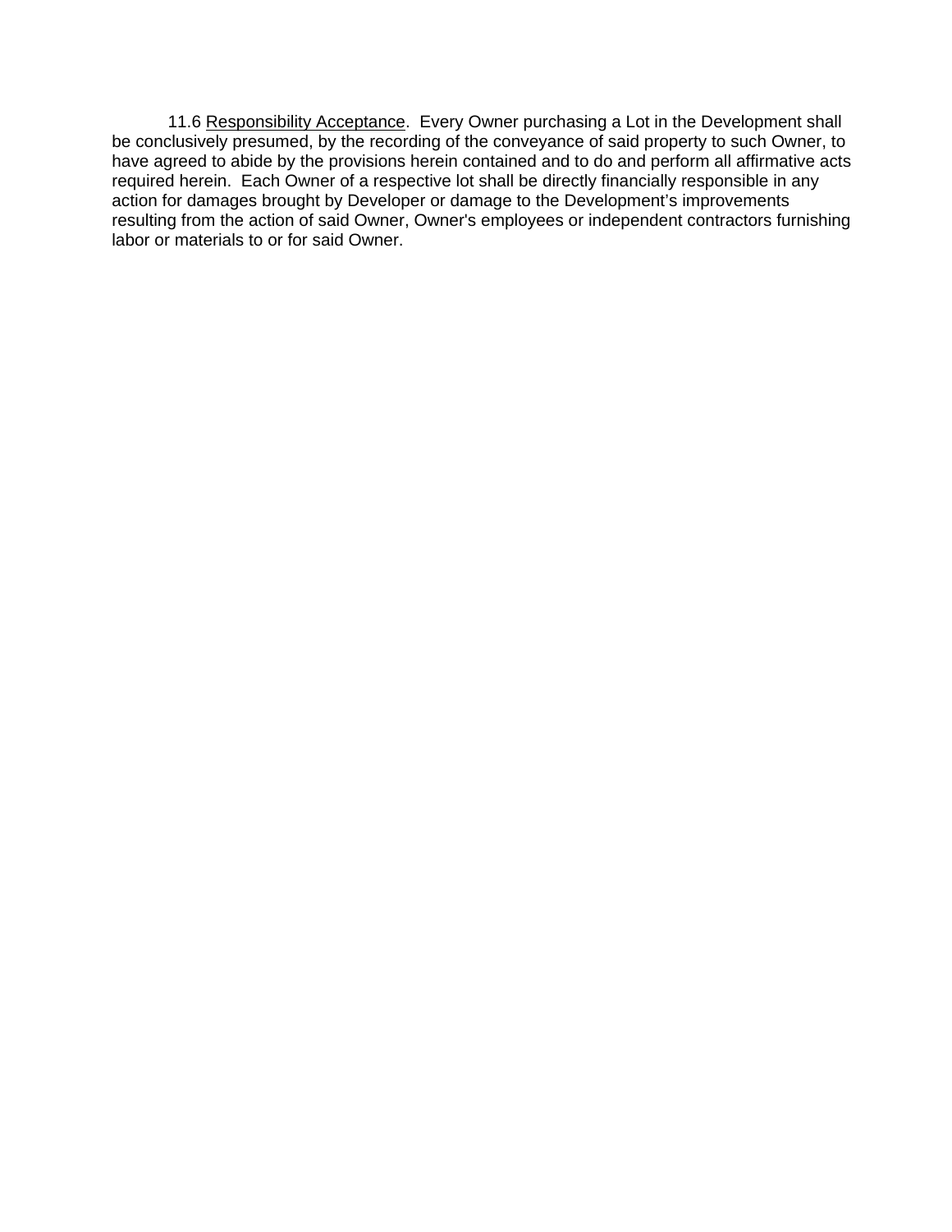11.6 Responsibility Acceptance. Every Owner purchasing a Lot in the Development shall be conclusively presumed, by the recording of the conveyance of said property to such Owner, to have agreed to abide by the provisions herein contained and to do and perform all affirmative acts required herein. Each Owner of a respective lot shall be directly financially responsible in any action for damages brought by Developer or damage to the Development's improvements resulting from the action of said Owner, Owner's employees or independent contractors furnishing labor or materials to or for said Owner.